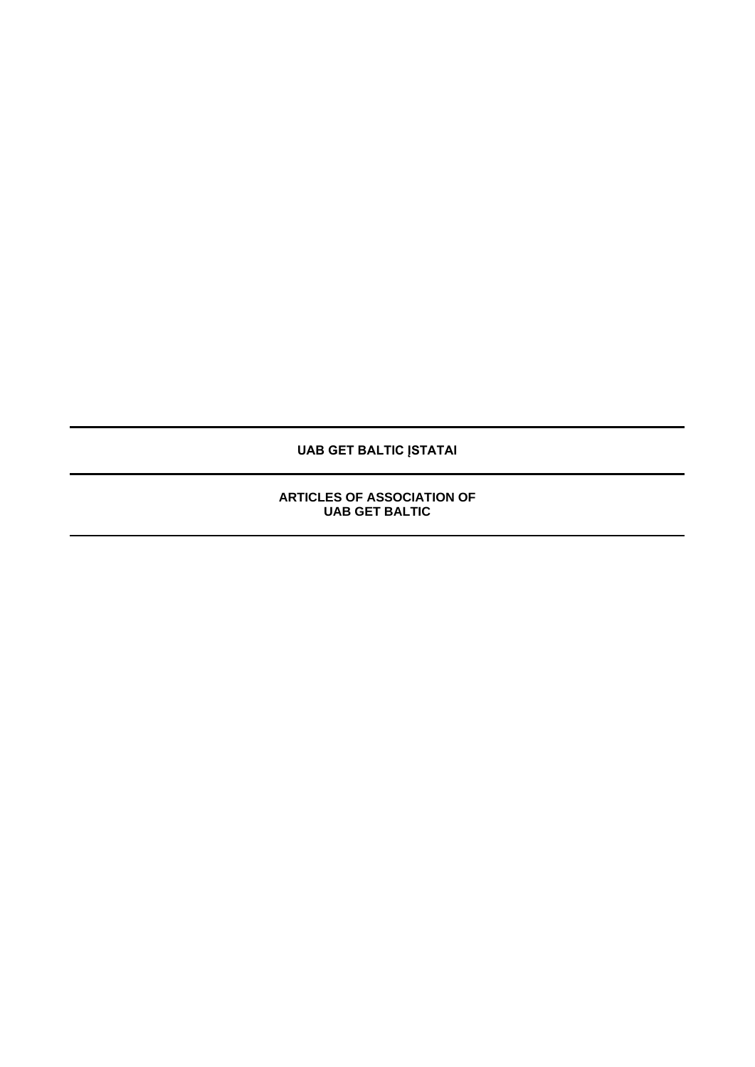# UAB GET BALTIC ĮSTATAI

# ARTICLES OF ASSOCIATION OF UAB GET BALTIC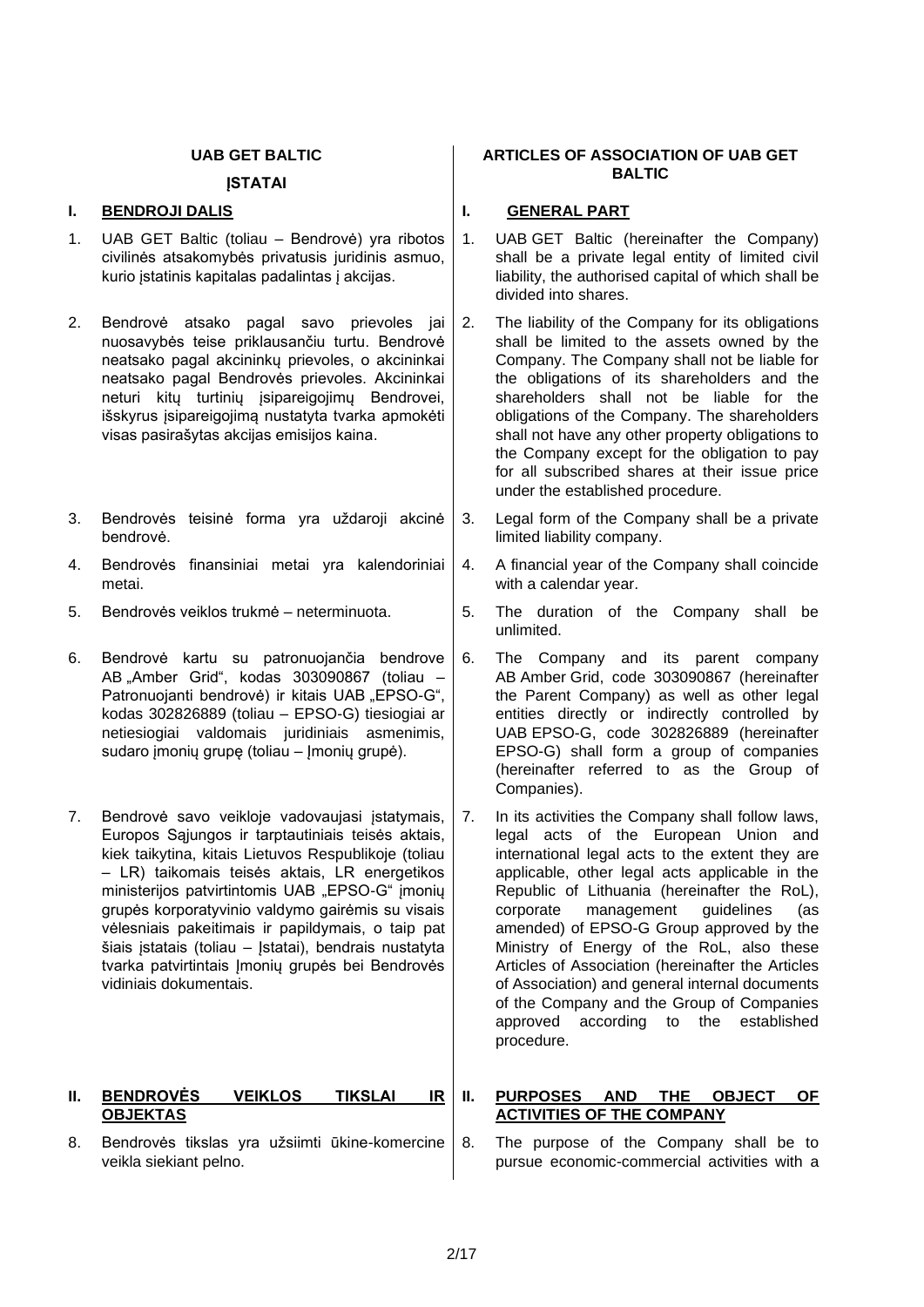**UAB GET BALTIC**

**ĮSTATAI**

## I. BENDROJI DALIS

1. UAB GET Baltic (toliau – Bendrovė) yra ribotos civilinės atsakomybės privatusis juridinis asmuo, kurio įstatinis kapitalas padalintas į akcijas.

2. Bendrovė atsako pagal savo prievoles jai nuosavybės teise priklausančiu turtu. Bendrovė neatsako pagal akcininkų prievoles, o akcininkai neatsako pagal Bendrovės prievoles. Akcininkai neturi kitų turtinių įsipareigojimų Bendrovei, išskyrus įsipareigojimą nustatyta tvarka apmokėti visas pasirašytas akcijas emisijos kaina.

3. Bendrovės teisinė forma yra uždaroji akcinė bendrovė.

4. Bendrovės finansiniai metai yra kalendoriniai metai.

5. Bendrovės veiklos trukmė – neterminuota.

6. Bendrovė kartu su patronuojančia bendrove AB „Amber Grid“, kodas 303090867 (toliau – Patronuojanti bendrovė) ir kitais UAB „EPSO-G“, kodas 302826889 (toliau – EPSO-G) tiesiogiai ar netiesiogiai valdomais juridiniais asmenimis, sudaro įmonių grupę (toliau – Įmonių grupė).

7. Bendrovė savo veikloje vadovaujasi įstatymais, Europos Sąjungos ir tarptautiniais teisės aktais, kiek taikytina, kitais Lietuvos Respublikoje (toliau – LR) taikomais teisės aktais, LR energetikos ministerijos patvirtintomis UAB „EPSO-G“ įmonių grupės korporatyvinio valdymo gairėmis su visais vėlesniais pakeitimais ir papildymais, o taip pat šiais įstatais (toliau – Įstatai), bendrais nustatyta tvarka patvirtintais Įmonių grupės bei Bendrovės vidiniais dokumentais.

## II. BENDROVĖS VEIKLOS TIKSLAI IR OBJEKTAS

8. Bendrovės tikslas yra užsiimti ūkine-komercine veikla siekiant pelno.

**ARTICLES OF ASSOCIATION OF UAB GET BALTIC**

## I. GENERAL PART

1. UAB GET Baltic (hereinafter the Company) shall be a private legal entity of limited civil liability, the authorised capital of which shall be divided into shares.

2. The liability of the Company for its obligations shall be limited to the assets owned by the Company. The Company shall not be liable for the obligations of its shareholders and the shareholders shall not be liable for the obligations of the Company. The shareholders shall not have any other property obligations to the Company except for the obligation to pay for all subscribed shares at their issue price under the established procedure.

3. Legal form of the Company shall be a private limited liability company.

4. A financial year of the Company shall coincide with a calendar year.

5. The duration of the Company shall be unlimited.

6. The Company and its parent company AB Amber Grid, code 303090867 (hereinafter the Parent Company) as well as other legal entities directly or indirectly controlled by UAB EPSO-G, code 302826889 (hereinafter EPSO-G) shall form a group of companies (hereinafter referred to as the Group of Companies).

7. In its activities the Company shall follow laws, legal acts of the European Union and international legal acts to the extent they are applicable, other legal acts applicable in the Republic of Lithuania (hereinafter the RoL), corporate management guidelines (as amended) of EPSO-G Group approved by the Ministry of Energy of the RoL, also these Articles of Association (hereinafter the Articles of Association) and general internal documents of the Company and the Group of Companies approved according to the established procedure.

## II. PURPOSES AND THE OBJECT OF ACTIVITIES OF THE COMPANY

8. The purpose of the Company shall be to pursue economic-commercial activities with a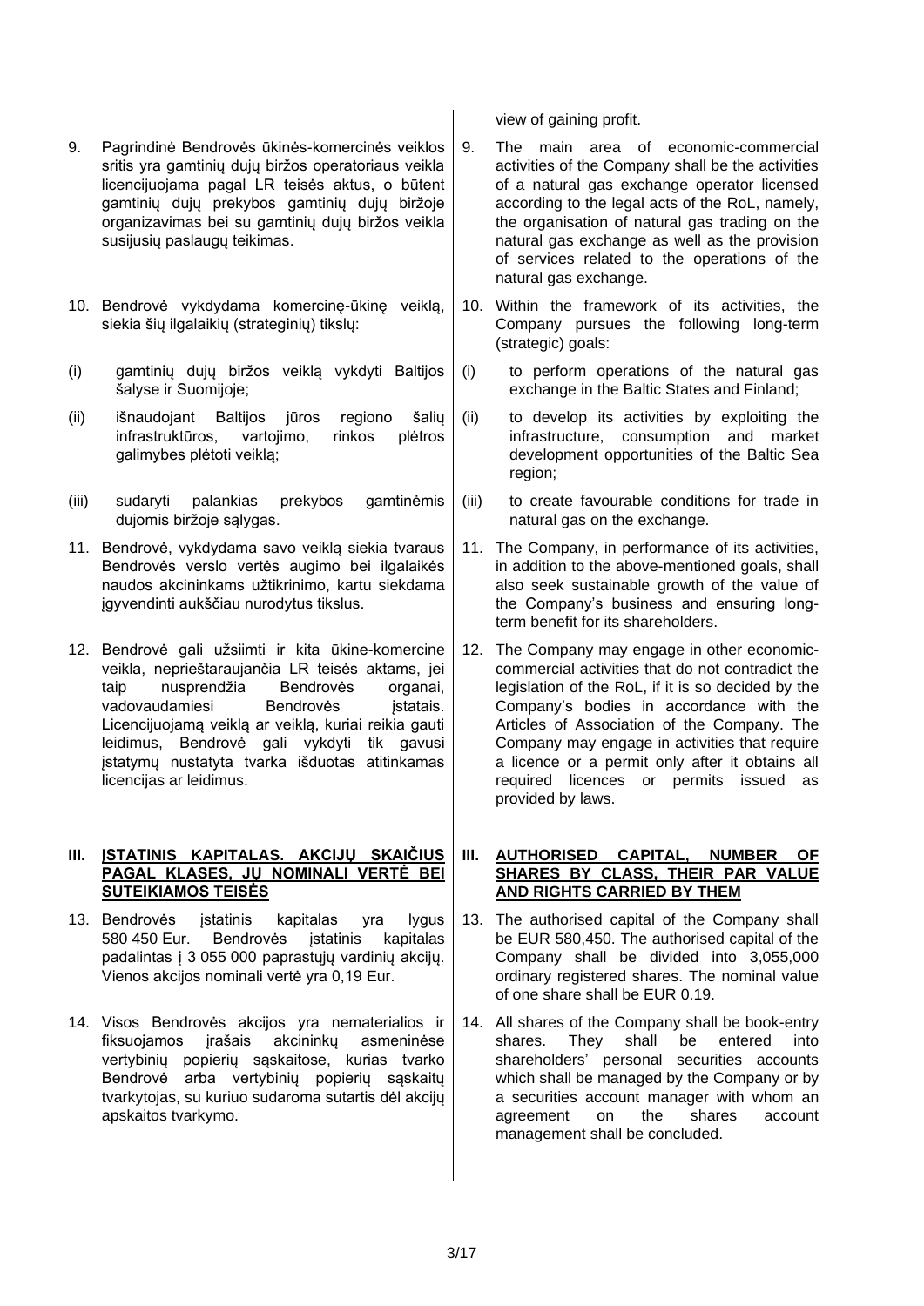view of gaining profit.

9. Pagrindinė Bendrovės ūkinės-komercinės veiklos sritis yra gamtinių dujų biržos operatoriaus veikla licencijuojama pagal LR teisės aktus, o būtent gamtinių dujų prekybos gamtinių dujų biržoje organizavimas bei su gamtinių dujų biržos veikla susijusių paslaugų teikimas.

9. The main area of economic-commercial activities of the Company shall be the activities of a natural gas exchange operator licensed according to the legal acts of the RoL, namely, the organisation of natural gas trading on the natural gas exchange as well as the provision of services related to the operations of the natural gas exchange.

10. Bendrovė vykdydama komercinę-ūkinę veiklą, siekia šių ilgalaikių (strateginių) tikslų:

(i) gamtinių dujų biržos veiklą vykdyti Baltijos šalyse ir Suomijoje;

(ii) išnaudojant Baltijos jūros regiono šalių infrastruktūros, vartojimo, rinkos plėtros galimybes plėtoti veiklą;

(iii) sudaryti palankias prekybos gamtinėmis dujomis biržoje sąlygas.

10. Within the framework of its activities, the Company pursues the following long-term (strategic) goals:

(i) to perform operations of the natural gas exchange in the Baltic States and Finland;

(ii) to develop its activities by exploiting the infrastructure, consumption and market development opportunities of the Baltic Sea region;

(iii) to create favourable conditions for trade in natural gas on the exchange.

11. Bendrovė, vykdydama savo veiklą siekia tvaraus Bendrovės verslo vertės augimo bei ilgalaikės naudos akcininkams užtikrinimo, kartu siekdama įgyvendinti aukščiau nurodytus tikslus.

11. The Company, in performance of its activities, in addition to the above-mentioned goals, shall also seek sustainable growth of the value of the Company's business and ensuring long-term benefit for its shareholders.

12. Bendrovė gali užsiimti ir kita ūkine-komercine veikla, neprieštaraujančia LR teisės aktams, jei taip nusprendžia Bendrovės organai, vadovaudamiesi Bendrovės įstatais. Licencijuojamą veiklą ar veiklą, kuriai reikia gauti leidimus, Bendrovė gali vykdyti tik gavusi įstatymų nustatyta tvarka išduotas atitinkamas licencijas ar leidimus.

12. The Company may engage in other economic-commercial activities that do not contradict the legislation of the RoL, if it is so decided by the Company's bodies in accordance with the Articles of Association of the Company. The Company may engage in activities that require a licence or a permit only after it obtains all required licences or permits issued as provided by laws.

## III. <u>ĮSTATINIS KAPITALAS. AKCIJŲ SKAIČIUS PAGAL KLASES, JŲ NOMINALI VERTĖ BEI SUTEIKIAMOS TEISĖS</u>

## III. <u>AUTHORISED CAPITAL, NUMBER OF SHARES BY CLASS, THEIR PAR VALUE AND RIGHTS CARRIED BY THEM</u>

13. Bendrovės įstatinis kapitalas yra lygus 580 450 Eur. Bendrovės įstatinis kapitalas padalintas į 3 055 000 paprastųjų vardinių akcijų. Vienos akcijos nominali vertė yra 0,19 Eur.

13. The authorised capital of the Company shall be EUR 580,450. The authorised capital of the Company shall be divided into 3,055,000 ordinary registered shares. The nominal value of one share shall be EUR 0.19.

14. Visos Bendrovės akcijos yra nematerialios ir fiksuojamos įrašais akcininkų asmeninėse vertybinių popierių sąskaitose, kurias tvarko Bendrovė arba vertybinių popierių sąskaitų tvarkytojas, su kuriuo sudaroma sutartis dėl akcijų apskaitos tvarkymo.

14. All shares of the Company shall be book-entry shares. They shall be entered into shareholders' personal securities accounts which shall be managed by the Company or by a securities account manager with whom an agreement on the shares account management shall be concluded.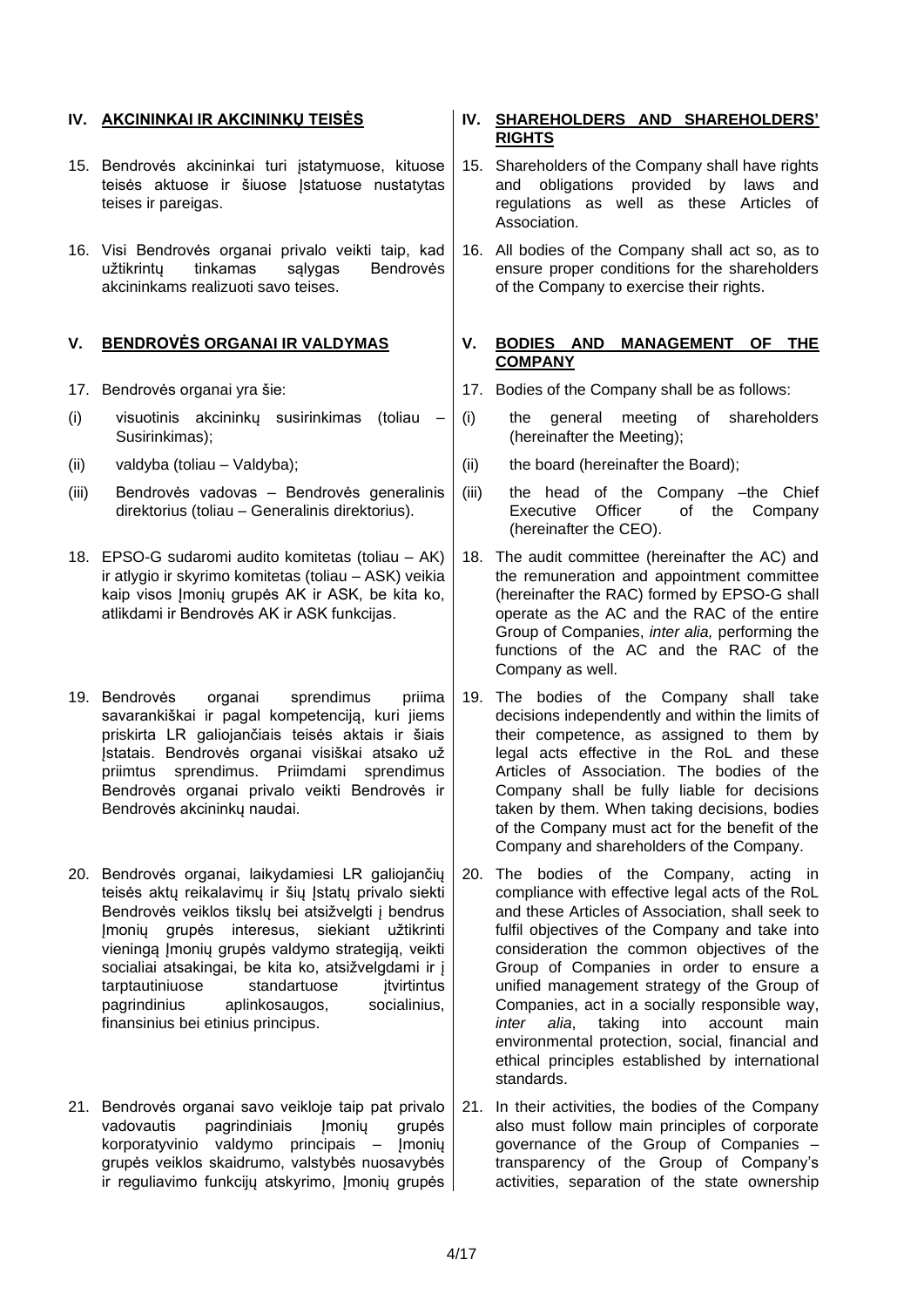## IV. AKCININKAI IR AKCININKŲ TEISĖS

15. Bendrovės akcininkai turi įstatymuose, kituose teisės aktuose ir šiuose Įstatuose nustatytas teises ir pareigas.

16. Visi Bendrovės organai privalo veikti taip, kad užtikrintų tinkamas sąlygas Bendrovės akcininkams realizuoti savo teises.

## V. BENDROVĖS ORGANAI IR VALDYMAS

17. Bendrovės organai yra šie:

(i) visuotinis akcininkų susirinkimas (toliau – Susirinkimas);

(ii) valdyba (toliau – Valdyba);

(iii) Bendrovės vadovas – Bendrovės generalinis direktorius (toliau – Generalinis direktorius).

18. EPSO-G sudaromi audito komitetas (toliau – AK) ir atlygio ir skyrimo komitetas (toliau – ASK) veikia kaip visos Įmonių grupės AK ir ASK, be kita ko, atlikdami ir Bendrovės AK ir ASK funkcijas.

19. Bendrovės organai sprendimus priima savarankiškai ir pagal kompetenciją, kuri jiems priskirta LR galiojančiais teisės aktais ir šiais Įstatais. Bendrovės organai visiškai atsako už priimtus sprendimus. Priimdami sprendimus Bendrovės organai privalo veikti Bendrovės ir Bendrovės akcininkų naudai.

20. Bendrovės organai, laikydamiesi LR galiojančių teisės aktų reikalavimų ir šių Įstatų privalo siekti Bendrovės veiklos tikslų bei atsižvelgti į bendrus Įmonių grupės interesus, siekiant užtikrinti vieningą Įmonių grupės valdymo strategiją, veikti socialiai atsakingai, be kita ko, atsižvelgdami ir į tarptautiniuose standartuose įtvirtintus pagrindinius aplinkosaugos, socialinius, finansinius bei etinius principus.

21. Bendrovės organai savo veikloje taip pat privalo vadovautis pagrindiniais Įmonių grupės korporatyvinio valdymo principais – Įmonių grupės veiklos skaidrumo, valstybės nuosavybės ir reguliavimo funkcijų atskyrimo, Įmonių grupės

## IV. SHAREHOLDERS AND SHAREHOLDERS' RIGHTS

15. Shareholders of the Company shall have rights and obligations provided by laws and regulations as well as these Articles of Association.

16. All bodies of the Company shall act so, as to ensure proper conditions for the shareholders of the Company to exercise their rights.

## V. BODIES AND MANAGEMENT OF THE COMPANY

17. Bodies of the Company shall be as follows:

(i) the general meeting of shareholders (hereinafter the Meeting);

(ii) the board (hereinafter the Board);

(iii) the head of the Company –the Chief Executive Officer of the Company (hereinafter the CEO).

18. The audit committee (hereinafter the AC) and the remuneration and appointment committee (hereinafter the RAC) formed by EPSO-G shall operate as the AC and the RAC of the entire Group of Companies, *inter alia,* performing the functions of the AC and the RAC of the Company as well.

19. The bodies of the Company shall take decisions independently and within the limits of their competence, as assigned to them by legal acts effective in the RoL and these Articles of Association. The bodies of the Company shall be fully liable for decisions taken by them. When taking decisions, bodies of the Company must act for the benefit of the Company and shareholders of the Company.

20. The bodies of the Company, acting in compliance with effective legal acts of the RoL and these Articles of Association, shall seek to fulfil objectives of the Company and take into consideration the common objectives of the Group of Companies in order to ensure a unified management strategy of the Group of Companies, act in a socially responsible way, *inter alia*, taking into account main environmental protection, social, financial and ethical principles established by international standards.

21. In their activities, the bodies of the Company also must follow main principles of corporate governance of the Group of Companies – transparency of the Group of Company's activities, separation of the state ownership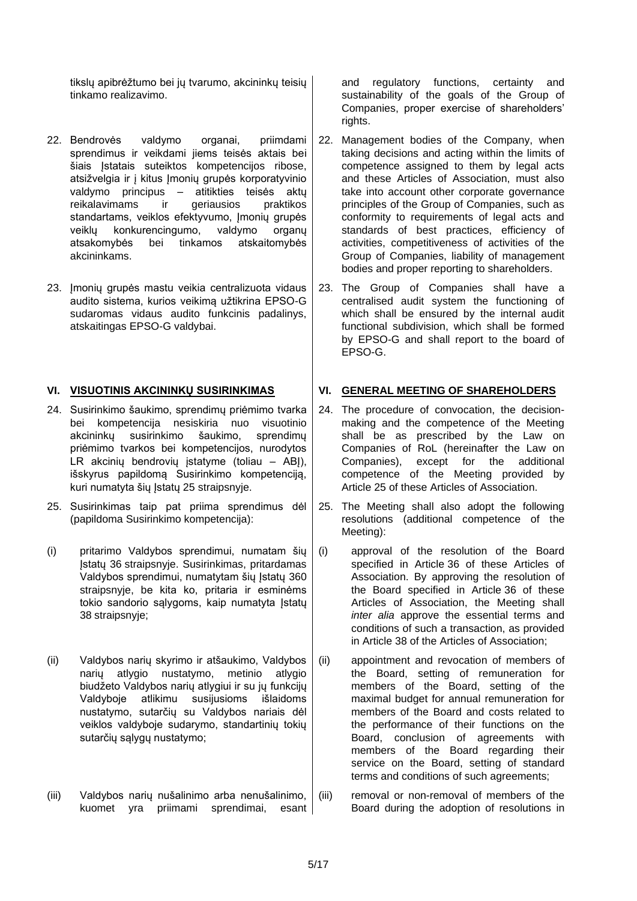tikslų apibrėžtumo bei jų tvarumo, akcininkų teisių tinkamo realizavimo.

22. Bendrovės valdymo organai, priimdami sprendimus ir veikdami jiems teisės aktais bei šiais Įstatais suteiktos kompetencijos ribose, atsižvelgia ir į kitus Įmonių grupės korporatyvinio valdymo principus – atitikties teisės aktų reikalavimams ir geriausios praktikos standartams, veiklos efektyvumo, Įmonių grupės veiklų konkurencingumo, valdymo organų atsakomybės bei tinkamos atskaitomybės akcininkams.

23. Įmonių grupės mastu veikia centralizuota vidaus audito sistema, kurios veikimą užtikrina EPSO-G sudaromas vidaus audito funkcinis padalinys, atskaitingas EPSO-G valdybai.

## VI. VISUOTINIS AKCININKŲ SUSIRINKIMAS

24. Susirinkimo šaukimo, sprendimų priėmimo tvarka bei kompetencija nesiskiria nuo visuotinio akcininkų susirinkimo šaukimo, sprendimų priėmimo tvarkos bei kompetencijos, nurodytos LR akcinių bendrovių įstatyme (toliau – ABĮ), išskyrus papildomą Susirinkimo kompetenciją, kuri numatyta šių Įstatų 25 straipsnyje.

25. Susirinkimas taip pat priima sprendimus dėl (papildoma Susirinkimo kompetencija):

(i) pritarimo Valdybos sprendimui, numatam šių Įstatų 36 straipsnyje. Susirinkimas, pritardamas Valdybos sprendimui, numatytam šių Įstatų 360 straipsnyje, be kita ko, pritaria ir esminėms tokio sandorio sąlygoms, kaip numatyta Įstatų 38 straipsnyje;

(ii) Valdybos narių skyrimo ir atšaukimo, Valdybos narių atlygio nustatymo, metinio atlygio biudžeto Valdybos narių atlygiui ir su jų funkcijų Valdyboje atlikimu susijusioms išlaidoms nustatymo, sutarčių su Valdybos nariais dėl veiklos valdyboje sudarymo, standartinių tokių sutarčių sąlygų nustatymo;

(iii) Valdybos narių nušalinimo arba nenušalinimo, kuomet yra priimami sprendimai, esant

---

and regulatory functions, certainty and sustainability of the goals of the Group of Companies, proper exercise of shareholders' rights.

22. Management bodies of the Company, when taking decisions and acting within the limits of competence assigned to them by legal acts and these Articles of Association, must also take into account other corporate governance principles of the Group of Companies, such as conformity to requirements of legal acts and standards of best practices, efficiency of activities, competitiveness of activities of the Group of Companies, liability of management bodies and proper reporting to shareholders.

23. The Group of Companies shall have a centralised audit system the functioning of which shall be ensured by the internal audit functional subdivision, which shall be formed by EPSO-G and shall report to the board of EPSO-G.

## VI. GENERAL MEETING OF SHAREHOLDERS

24. The procedure of convocation, the decision-making and the competence of the Meeting shall be as prescribed by the Law on Companies of RoL (hereinafter the Law on Companies), except for the additional competence of the Meeting provided by Article 25 of these Articles of Association.

25. The Meeting shall also adopt the following resolutions (additional competence of the Meeting):

(i) approval of the resolution of the Board specified in Article 36 of these Articles of Association. By approving the resolution of the Board specified in Article 36 of these Articles of Association, the Meeting shall *inter alia* approve the essential terms and conditions of such a transaction, as provided in Article 38 of the Articles of Association;

(ii) appointment and revocation of members of the Board, setting of remuneration for members of the Board, setting of the maximal budget for annual remuneration for members of the Board and costs related to the performance of their functions on the Board, conclusion of agreements with members of the Board regarding their service on the Board, setting of standard terms and conditions of such agreements;

(iii) removal or non-removal of members of the Board during the adoption of resolutions in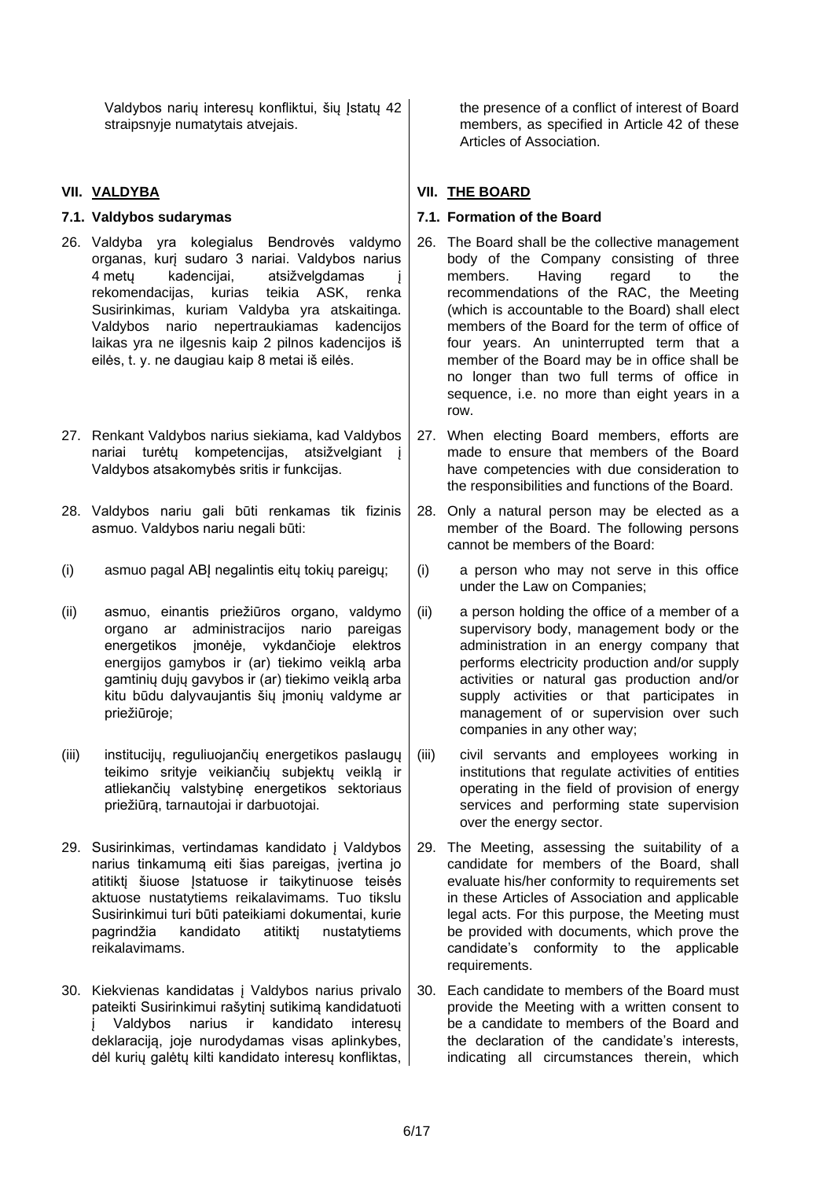Valdybos narių interesų konfliktui, šių Įstatų 42 straipsnyje numatytais atvejais.

the presence of a conflict of interest of Board members, as specified in Article 42 of these Articles of Association.

## VII. VALDYBA

## VII. THE BOARD

### 7.1. Valdybos sudarymas

### 7.1. Formation of the Board

26. Valdyba yra kolegialus Bendrovės valdymo organas, kurį sudaro 3 nariai. Valdybos narius 4 metų kadencijai, atsižvelgdamas į rekomendacijas, kurias teikia ASK, renka Susirinkimas, kuriam Valdyba yra atskaitinga. Valdybos nario nepertraukiamas kadencijos laikas yra ne ilgesnis kaip 2 pilnos kadencijos iš eilės, t. y. ne daugiau kaip 8 metai iš eilės.

26. The Board shall be the collective management body of the Company consisting of three members. Having regard to the recommendations of the RAC, the Meeting (which is accountable to the Board) shall elect members of the Board for the term of office of four years. An uninterrupted term that a member of the Board may be in office shall be no longer than two full terms of office in sequence, i.e. no more than eight years in a row.

27. Renkant Valdybos narius siekiama, kad Valdybos nariai turėtų kompetencijas, atsižvelgiant į Valdybos atsakomybės sritis ir funkcijas.

27. When electing Board members, efforts are made to ensure that members of the Board have competencies with due consideration to the responsibilities and functions of the Board.

28. Valdybos nariu gali būti renkamas tik fizinis asmuo. Valdybos nariu negali būti:

(i) asmuo pagal ABĮ negalintis eitų tokių pareigų;

(ii) asmuo, einantis priežiūros organo, valdymo organo ar administracijos nario pareigas energetikos įmonėje, vykdančioje elektros energijos gamybos ir (ar) tiekimo veiklą arba gamtinių dujų gavybos ir (ar) tiekimo veiklą arba kitu būdu dalyvaujantis šių įmonių valdyme ar priežiūroje;

(iii) institucijų, reguliuojančių energetikos paslaugų teikimo srityje veikiančių subjektų veiklą ir atliekančių valstybinę energetikos sektoriaus priežiūrą, tarnautojai ir darbuotojai.

28. Only a natural person may be elected as a member of the Board. The following persons cannot be members of the Board:

(i) a person who may not serve in this office under the Law on Companies;

(ii) a person holding the office of a member of a supervisory body, management body or the administration in an energy company that performs electricity production and/or supply activities or natural gas production and/or supply activities or that participates in management of or supervision over such companies in any other way;

(iii) civil servants and employees working in institutions that regulate activities of entities operating in the field of provision of energy services and performing state supervision over the energy sector.

29. Susirinkimas, vertindamas kandidato į Valdybos narius tinkamumą eiti šias pareigas, įvertina jo atitiktį šiuose Įstatuose ir taikytinuose teisės aktuose nustatytiems reikalavimams. Tuo tikslu Susirinkimui turi būti pateikiami dokumentai, kurie pagrindžia kandidato atitiktį nustatytiems reikalavimams.

29. The Meeting, assessing the suitability of a candidate for members of the Board, shall evaluate his/her conformity to requirements set in these Articles of Association and applicable legal acts. For this purpose, the Meeting must be provided with documents, which prove the candidate's conformity to the applicable requirements.

30. Kiekvienas kandidatas į Valdybos narius privalo pateikti Susirinkimui rašytinį sutikimą kandidatuoti į Valdybos narius ir kandidato interesų deklaraciją, joje nurodydamas visas aplinkybes, dėl kurių galėtų kilti kandidato interesų konfliktas,

30. Each candidate to members of the Board must provide the Meeting with a written consent to be a candidate to members of the Board and the declaration of the candidate's interests, indicating all circumstances therein, which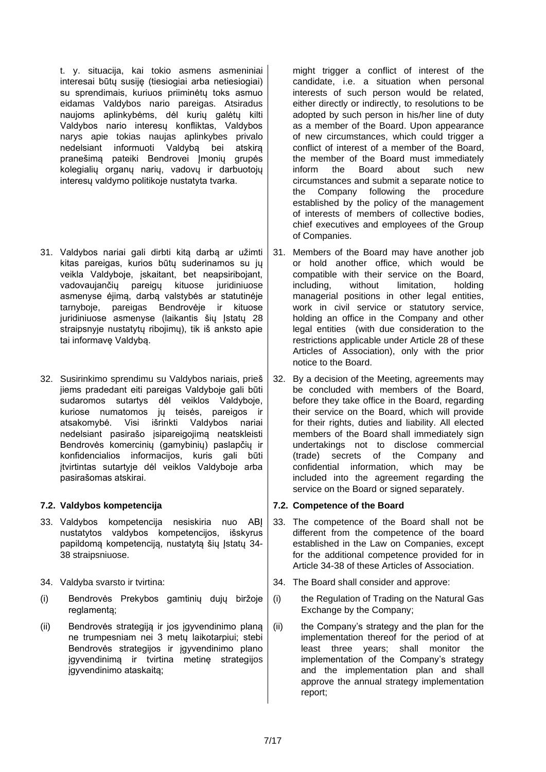t. y. situacija, kai tokio asmens asmeniniai interesai būtų susiję (tiesiogiai arba netiesiogiai) su sprendimais, kuriuos priiminėtų toks asmuo eidamas Valdybos nario pareigas. Atsiradus naujoms aplinkybėms, dėl kurių galėtų kilti Valdybos nario interesų konfliktas, Valdybos narys apie tokias naujas aplinkybes privalo nedelsiant informuoti Valdybą bei atskirą pranešimą pateikti Bendrovei Įmonių grupės kolegialių organų narių, vadovų ir darbuotojų interesų valdymo politikoje nustatyta tvarka.

might trigger a conflict of interest of the candidate, i.e. a situation when personal interests of such person would be related, either directly or indirectly, to resolutions to be adopted by such person in his/her line of duty as a member of the Board. Upon appearance of new circumstances, which could trigger a conflict of interest of a member of the Board, the member of the Board must immediately inform the Board about such new circumstances and submit a separate notice to the Company following the procedure established by the policy of the management of interests of members of collective bodies, chief executives and employees of the Group of Companies.

31. Valdybos nariai gali dirbti kitą darbą ar užimti kitas pareigas, kurios būtų suderinamos su jų veikla Valdyboje, įskaitant, bet neapsiribojant, vadovaujančių pareigų kituose juridiniuose asmenyse ėjimą, darbą valstybės ar statutinėje tarnyboje, pareigas Bendrovėje ir kituose juridiniuose asmenyse (laikantis šių Įstatų 28 straipsnyje nustatytų ribojimų), tik iš anksto apie tai informavę Valdybą.

31. Members of the Board may have another job or hold another office, which would be compatible with their service on the Board, including, without limitation, holding managerial positions in other legal entities, work in civil service or statutory service, holding an office in the Company and other legal entities (with due consideration to the restrictions applicable under Article 28 of these Articles of Association), only with the prior notice to the Board.

32. Susirinkimo sprendimu su Valdybos nariais, prieš jiems pradedant eiti pareigas Valdyboje gali būti sudaromos sutartys dėl veiklos Valdyboje, kuriose numatomos jų teisės, pareigos ir atsakomybė. Visi išrinkti Valdybos nariai nedelsiant pasirašo įsipareigojimą neatskleisti Bendrovės komercinių (gamybinių) paslapčių ir konfidencialios informacijos, kuris gali būti įtvirtintas sutartyje dėl veiklos Valdyboje arba pasirašomas atskirai.

32. By a decision of the Meeting, agreements may be concluded with members of the Board, before they take office in the Board, regarding their service on the Board, which will provide for their rights, duties and liability. All elected members of the Board shall immediately sign undertakings not to disclose commercial (trade) secrets of the Company and confidential information, which may be included into the agreement regarding the service on the Board or signed separately.

### 7.2. Valdybos kompetencija

### 7.2. Competence of the Board

33. Valdybos kompetencija nesiskiria nuo ABĮ nustatytos valdybos kompetencijos, išskyrus papildomą kompetenciją, nustatytą šių Įstatų 34-38 straipsniuose.

33. The competence of the Board shall not be different from the competence of the board established in the Law on Companies, except for the additional competence provided for in Article 34-38 of these Articles of Association.

34. Valdyba svarsto ir tvirtina:

(i) Bendrovės Prekybos gamtinių dujų biržoje reglamentą;

(ii) Bendrovės strategiją ir jos įgyvendinimo planą ne trumpesniam nei 3 metų laikotarpiui; stebi Bendrovės strategijos ir įgyvendinimo plano įgyvendinimą ir tvirtina metinę strategijos įgyvendinimo ataskaitą;

34. The Board shall consider and approve:

(i) the Regulation of Trading on the Natural Gas Exchange by the Company;

(ii) the Company's strategy and the plan for the implementation thereof for the period of at least three years; shall monitor the implementation of the Company's strategy and the implementation plan and shall approve the annual strategy implementation report;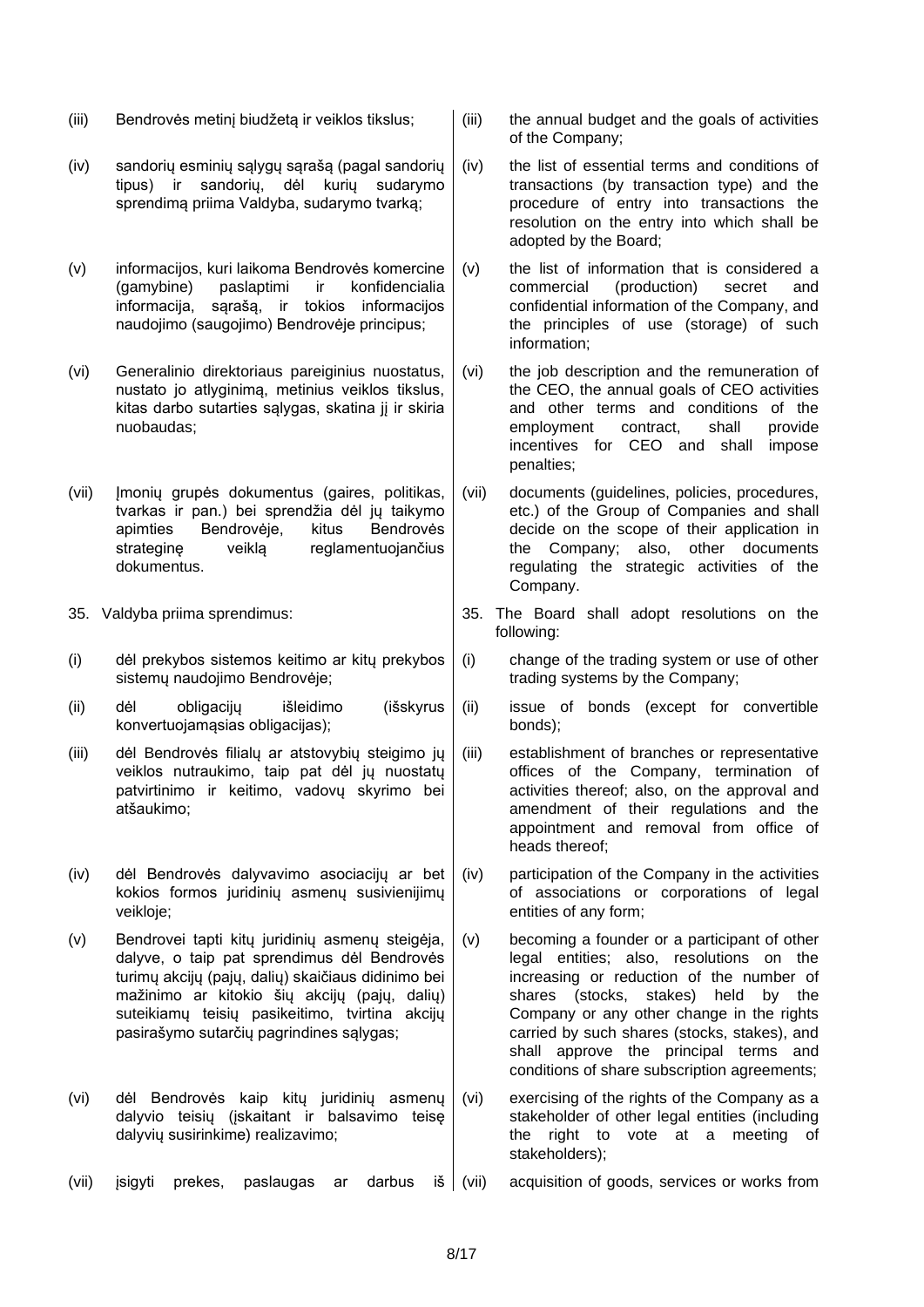| | |
|---|---|
| (iii) Bendrovės metinį biudžetą ir veiklos tikslus; | (iii) the annual budget and the goals of activities of the Company; |
| (iv) sandorių esminių sąlygų sąrašą (pagal sandorių tipus) ir sandorių, dėl kurių sudarymo sprendimą priima Valdyba, sudarymo tvarką; | (iv) the list of essential terms and conditions of transactions (by transaction type) and the procedure of entry into transactions the resolution on the entry into which shall be adopted by the Board; |
| (v) informacijos, kuri laikoma Bendrovės komercine (gamybine) paslaptimi ir konfidencialia informacija, sąrašą, ir tokios informacijos naudojimo (saugojimo) Bendrovėje principus; | (v) the list of information that is considered a commercial (production) secret and confidential information of the Company, and the principles of use (storage) of such information; |
| (vi) Generalinio direktoriaus pareiginius nuostatus, nustato jo atlyginimą, metinius veiklos tikslus, kitas darbo sutarties sąlygas, skatina jį ir skiria nuobaudas; | (vi) the job description and the remuneration of the CEO, the annual goals of CEO activities and other terms and conditions of the employment contract, shall provide incentives for CEO and shall impose penalties; |
| (vii) Įmonių grupės dokumentus (gaires, politikas, tvarkas ir pan.) bei sprendžia dėl jų taikymo apimties Bendrovėje, kitus Bendrovės strateginę veiklą reglamentuojančius dokumentus. | (vii) documents (guidelines, policies, procedures, etc.) of the Group of Companies and shall decide on the scope of their application in the Company; also, other documents regulating the strategic activities of the Company. |
| 35. Valdyba priima sprendimus: | 35. The Board shall adopt resolutions on the following: |
| (i) dėl prekybos sistemos keitimo ar kitų prekybos sistemų naudojimo Bendrovėje; | (i) change of the trading system or use of other trading systems by the Company; |
| (ii) dėl obligacijų išleidimo (išskyrus konvertuojamąsias obligacijas); | (ii) issue of bonds (except for convertible bonds); |
| (iii) dėl Bendrovės filialų ar atstovybių steigimo jų veiklos nutraukimo, taip pat dėl jų nuostatų patvirtinimo ir keitimo, vadovų skyrimo bei atšaukimo; | (iii) establishment of branches or representative offices of the Company, termination of activities thereof; also, on the approval and amendment of their regulations and the appointment and removal from office of heads thereof; |
| (iv) dėl Bendrovės dalyvavimo asociacijų ar bet kokios formos juridinių asmenų susivienijimų veikloje; | (iv) participation of the Company in the activities of associations or corporations of legal entities of any form; |
| (v) Bendrovei tapti kitų juridinių asmenų steigėja, dalyve, o taip pat sprendimus dėl Bendrovės turimų akcijų (pajų, dalių) skaičiaus didinimo bei mažinimo ar kitokio šių akcijų (pajų, dalių) suteikiamų teisių pasikeitimo, tvirtina akcijų pasirašymo sutarčių pagrindines sąlygas; | (v) becoming a founder or a participant of other legal entities; also, resolutions on the increasing or reduction of the number of shares (stocks, stakes) held by the Company or any other change in the rights carried by such shares (stocks, stakes), and shall approve the principal terms and conditions of share subscription agreements; |
| (vi) dėl Bendrovės kaip kitų juridinių asmenų dalyvio teisių (įskaitant ir balsavimo teisę dalyvių susirinkime) realizavimo; | (vi) exercising of the rights of the Company as a stakeholder of other legal entities (including the right to vote at a meeting of stakeholders); |
| (vii) įsigyti prekes, paslaugas ar darbus iš | (vii) acquisition of goods, services or works from |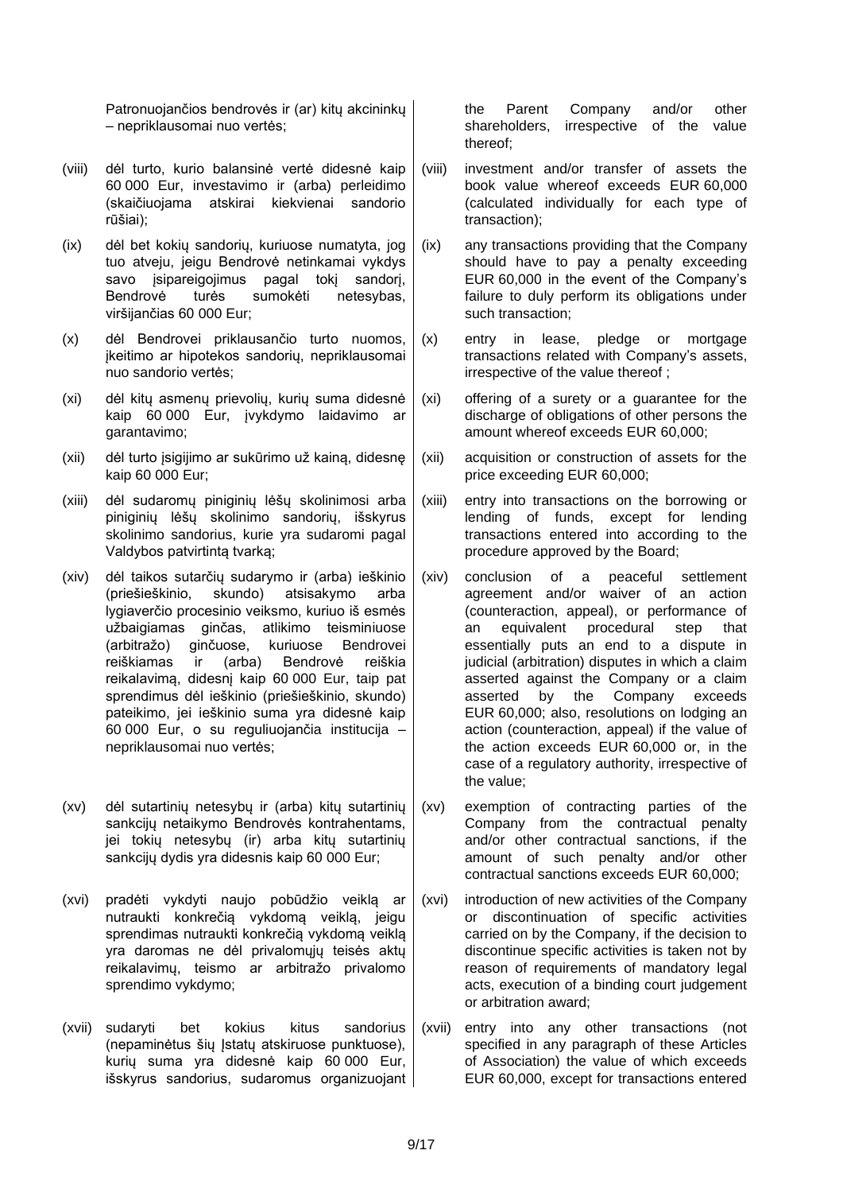| | Lithuanian | | English |
|---|---|---|---|
| | Patronuojančios bendrovės ir (ar) kitų akcininkų – nepriklausomai nuo vertės; | | the Parent Company and/or other shareholders, irrespective of the value thereof; |
| (viii) | dėl turto, kurio balansinė vertė didesnė kaip 60 000 Eur, investavimo ir (arba) perleidimo (skaičiuojama atskirai kiekvienai sandorio rūšiai); | (viii) | investment and/or transfer of assets the book value whereof exceeds EUR 60,000 (calculated individually for each type of transaction); |
| (ix) | dėl bet kokių sandorių, kuriuose numatyta, jog tuo atveju, jeigu Bendrovė netinkamai vykdys savo įsipareigojimus pagal tokį sandorį, Bendrovė turės sumokėti netesybas, viršijančias 60 000 Eur; | (ix) | any transactions providing that the Company should have to pay a penalty exceeding EUR 60,000 in the event of the Company's failure to duly perform its obligations under such transaction; |
| (x) | dėl Bendrovei priklausančio turto nuomos, įkeitimo ar hipotekos sandorių, nepriklausomai nuo sandorio vertės; | (x) | entry in lease, pledge or mortgage transactions related with Company's assets, irrespective of the value thereof ; |
| (xi) | dėl kitų asmenų prievolių, kurių suma didesnė kaip 60 000 Eur, įvykdymo laidavimo ar garantavimo; | (xi) | offering of a surety or a guarantee for the discharge of obligations of other persons the amount whereof exceeds EUR 60,000; |
| (xii) | dėl turto įsigijimo ar sukūrimo už kainą, didesnę kaip 60 000 Eur; | (xii) | acquisition or construction of assets for the price exceeding EUR 60,000; |
| (xiii) | dėl sudaromų piniginių lėšų skolinimosi arba piniginių lėšų skolinimo sandorių, išskyrus skolinimo sandorius, kurie yra sudaromi pagal Valdybos patvirtintą tvarką; | (xiii) | entry into transactions on the borrowing or lending of funds, except for lending transactions entered into according to the procedure approved by the Board; |
| (xiv) | dėl taikos sutarčių sudarymo ir (arba) ieškinio (priešieškinio, skundo) atsisakymo arba lygiaverčio procesinio veiksmo, kuriuo iš esmės užbaigiamas ginčas, atlikimo teisminiuose (arbitražo) ginčuose, kuriuose Bendrovei reiškiamas ir (arba) Bendrovė reiškia reikalavimą, didesnį kaip 60 000 Eur, taip pat sprendimus dėl ieškinio (priešieškinio, skundo) pateikimo, jei ieškinio suma yra didesnė kaip 60 000 Eur, o su reguliuojančia institucija – nepriklausomai nuo vertės; | (xiv) | conclusion of a peaceful settlement agreement and/or waiver of an action (counteraction, appeal), or performance of an equivalent procedural step that essentially puts an end to a dispute in judicial (arbitration) disputes in which a claim asserted against the Company or a claim asserted by the Company exceeds EUR 60,000; also, resolutions on lodging an action (counteraction, appeal) if the value of the action exceeds EUR 60,000 or, in the case of a regulatory authority, irrespective of the value; |
| (xv) | dėl sutartinių netesybų ir (arba) kitų sutartinių sankcijų netaikymo Bendrovės kontrahentams, jei tokių netesybų (ir) arba kitų sutartinių sankcijų dydis yra didesnis kaip 60 000 Eur; | (xv) | exemption of contracting parties of the Company from the contractual penalty and/or other contractual sanctions, if the amount of such penalty and/or other contractual sanctions exceeds EUR 60,000; |
| (xvi) | pradėti vykdyti naujo pobūdžio veiklą ar nutraukti konkrečią vykdomą veiklą, jeigu sprendimas nutraukti konkrečią vykdomą veiklą yra daromas ne dėl privalomųjų teisės aktų reikalavimų, teismo ar arbitražo privalomo sprendimo vykdymo; | (xvi) | introduction of new activities of the Company or discontinuation of specific activities carried on by the Company, if the decision to discontinue specific activities is taken not by reason of requirements of mandatory legal acts, execution of a binding court judgement or arbitration award; |
| (xvii) | sudaryti bet kokius kitus sandorius (nepaminėtus šių Įstatų atskiruose punktuose), kurių suma yra didesnė kaip 60 000 Eur, išskyrus sandorius, sudaromus organizuojant | (xvii) | entry into any other transactions (not specified in any paragraph of these Articles of Association) the value of which exceeds EUR 60,000, except for transactions entered |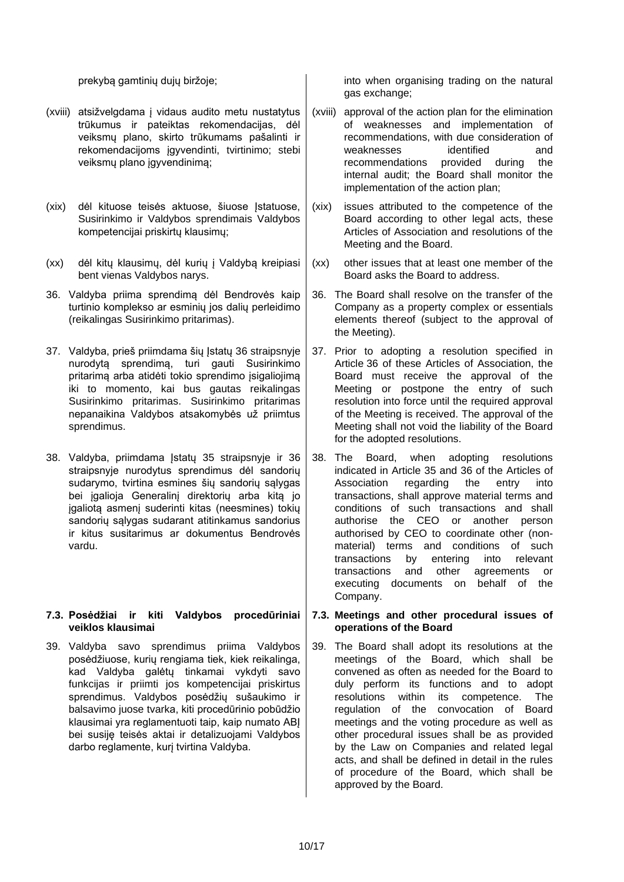prekybą gamtinių dujų biržoje;

(xviii) atsižvelgdama į vidaus audito metu nustatytus trūkumus ir pateiktas rekomendacijas, dėl veiksmų plano, skirto trūkumams pašalinti ir rekomendacijoms įgyvendinti, tvirtinimo; stebi veiksmų plano įgyvendinimą;

(xix) dėl kituose teisės aktuose, šiuose Įstatuose, Susirinkimo ir Valdybos sprendimais Valdybos kompetencijai priskirtų klausimų;

(xx) dėl kitų klausimų, dėl kurių į Valdybą kreipiasi bent vienas Valdybos narys.

36. Valdyba priima sprendimą dėl Bendrovės kaip turtinio komplekso ar esminių jos dalių perleidimo (reikalingas Susirinkimo pritarimas).

37. Valdyba, prieš priimdama šių Įstatų 36 straipsnyje nurodytą sprendimą, turi gauti Susirinkimo pritarimą arba atidėti tokio sprendimo įsigaliojimą iki to momento, kai bus gautas reikalingas Susirinkimo pritarimas. Susirinkimo pritarimas nepanaikina Valdybos atsakomybės už priimtus sprendimus.

38. Valdyba, priimdama Įstatų 35 straipsnyje ir 36 straipsnyje nurodytus sprendimus dėl sandorių sudarymo, tvirtina esmines šių sandorių sąlygas bei įgalioja Generalinį direktorių arba kitą jo įgaliotą asmenį suderinti kitas (neesmines) tokių sandorių sąlygas sudarant atitinkamus sandorius ir kitus susitarimus ar dokumentus Bendrovės vardu.

### 7.3. Posėdžiai ir kiti Valdybos procedūriniai veiklos klausimai

39. Valdyba savo sprendimus priima Valdybos posėdžiuose, kurių rengiama tiek, kiek reikalinga, kad Valdyba galėtų tinkamai vykdyti savo funkcijas ir priimti jos kompetencijai priskirtus sprendimus. Valdybos posėdžių sušaukimo ir balsavimo juose tvarka, kiti procedūrinio pobūdžio klausimai yra reglamentuoti taip, kaip numato ABĮ bei susiję teisės aktai ir detalizuojami Valdybos darbo reglamente, kurį tvirtina Valdyba.

into when organising trading on the natural gas exchange;

(xviii) approval of the action plan for the elimination of weaknesses and implementation of recommendations, with due consideration of weaknesses identified and recommendations provided during the internal audit; the Board shall monitor the implementation of the action plan;

(xix) issues attributed to the competence of the Board according to other legal acts, these Articles of Association and resolutions of the Meeting and the Board.

(xx) other issues that at least one member of the Board asks the Board to address.

36. The Board shall resolve on the transfer of the Company as a property complex or essentials elements thereof (subject to the approval of the Meeting).

37. Prior to adopting a resolution specified in Article 36 of these Articles of Association, the Board must receive the approval of the Meeting or postpone the entry of such resolution into force until the required approval of the Meeting is received. The approval of the Meeting shall not void the liability of the Board for the adopted resolutions.

38. The Board, when adopting resolutions indicated in Article 35 and 36 of the Articles of Association regarding the entry into transactions, shall approve material terms and conditions of such transactions and shall authorise the CEO or another person authorised by CEO to coordinate other (non-material) terms and conditions of such transactions by entering into relevant transactions and other agreements or executing documents on behalf of the Company.

### 7.3. Meetings and other procedural issues of operations of the Board

39. The Board shall adopt its resolutions at the meetings of the Board, which shall be convened as often as needed for the Board to duly perform its functions and to adopt resolutions within its competence. The regulation of the convocation of Board meetings and the voting procedure as well as other procedural issues shall be as provided by the Law on Companies and related legal acts, and shall be defined in detail in the rules of procedure of the Board, which shall be approved by the Board.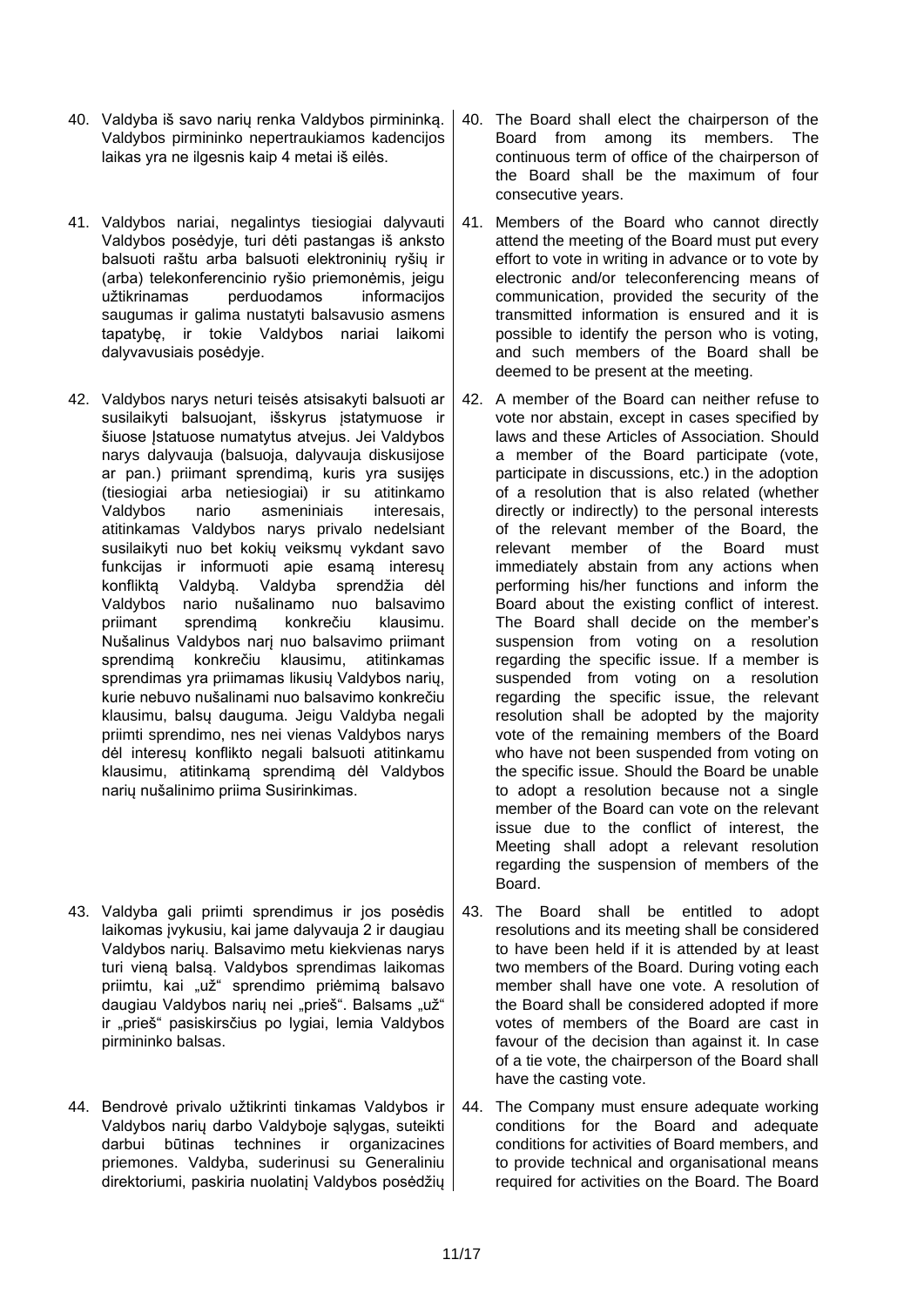40. Valdyba iš savo narių renka Valdybos pirmininką. Valdybos pirmininko nepertraukiamos kadencijos laikas yra ne ilgesnis kaip 4 metai iš eilės.

41. Valdybos nariai, negalintys tiesiogiai dalyvauti Valdybos posėdyje, turi dėti pastangas iš anksto balsuoti raštu arba balsuoti elektroninių ryšių ir (arba) telekonferencinio ryšio priemonėmis, jeigu užtikrinamas perduodamos informacijos saugumas ir galima nustatyti balsavusio asmens tapatybę, ir tokie Valdybos nariai laikomi dalyvavusiais posėdyje.

42. Valdybos narys neturi teisės atsisakyti balsuoti ar susilaikyti balsuojant, išskyrus įstatymuose ir šiuose Įstatuose numatytus atvejus. Jei Valdybos narys dalyvauja (balsuoja, dalyvauja diskusijose ar pan.) priimant sprendimą, kuris yra susijęs (tiesiogiai arba netiesiogiai) ir su atitinkamo Valdybos nario asmeniniais interesais, atitinkamas Valdybos narys privalo nedelsiant susilaikyti nuo bet kokių veiksmų vykdant savo funkcijas ir informuoti apie esamą interesų konfliktą Valdybą. Valdyba sprendžia dėl Valdybos nario nušalinamo nuo balsavimo priimant sprendimą konkrečiu klausimu. Nušalinus Valdybos narį nuo balsavimo priimant sprendimą konkrečiu klausimu, atitinkamas sprendimas yra priimamas likusių Valdybos narių, kurie nebuvo nušalinami nuo balsavimo konkrečiu klausimu, balsų dauguma. Jeigu Valdyba negali priimti sprendimo, nes nei vienas Valdybos narys dėl interesų konflikto negali balsuoti atitinkamu klausimu, atitinkamą sprendimą dėl Valdybos narių nušalinimo priima Susirinkimas.

43. Valdyba gali priimti sprendimus ir jos posėdis laikomas įvykusiu, kai jame dalyvauja 2 ir daugiau Valdybos narių. Balsavimo metu kiekvienas narys turi vieną balsą. Valdybos sprendimas laikomas priimtu, kai „už" sprendimo priėmimą balsavo daugiau Valdybos narių nei „prieš". Balsams „už" ir „prieš" pasiskirsčius po lygiai, lemia Valdybos pirmininko balsas.

44. Bendrovė privalo užtikrinti tinkamas Valdybos ir Valdybos narių darbo Valdyboje sąlygas, suteikti darbui būtinas technines ir organizacines priemones. Valdyba, suderinusi su Generaliniu direktoriumi, paskiria nuolatinį Valdybos posėdžių

40. The Board shall elect the chairperson of the Board from among its members. The continuous term of office of the chairperson of the Board shall be the maximum of four consecutive years.

41. Members of the Board who cannot directly attend the meeting of the Board must put every effort to vote in writing in advance or to vote by electronic and/or teleconferencing means of communication, provided the security of the transmitted information is ensured and it is possible to identify the person who is voting, and such members of the Board shall be deemed to be present at the meeting.

42. A member of the Board can neither refuse to vote nor abstain, except in cases specified by laws and these Articles of Association. Should a member of the Board participate (vote, participate in discussions, etc.) in the adoption of a resolution that is also related (whether directly or indirectly) to the personal interests of the relevant member of the Board, the relevant member of the Board must immediately abstain from any actions when performing his/her functions and inform the Board about the existing conflict of interest. The Board shall decide on the member's suspension from voting on a resolution regarding the specific issue. If a member is suspended from voting on a resolution regarding the specific issue, the relevant resolution shall be adopted by the majority vote of the remaining members of the Board who have not been suspended from voting on the specific issue. Should the Board be unable to adopt a resolution because not a single member of the Board can vote on the relevant issue due to the conflict of interest, the Meeting shall adopt a relevant resolution regarding the suspension of members of the Board.

43. The Board shall be entitled to adopt resolutions and its meeting shall be considered to have been held if it is attended by at least two members of the Board. During voting each member shall have one vote. A resolution of the Board shall be considered adopted if more votes of members of the Board are cast in favour of the decision than against it. In case of a tie vote, the chairperson of the Board shall have the casting vote.

44. The Company must ensure adequate working conditions for the Board and adequate conditions for activities of Board members, and to provide technical and organisational means required for activities on the Board. The Board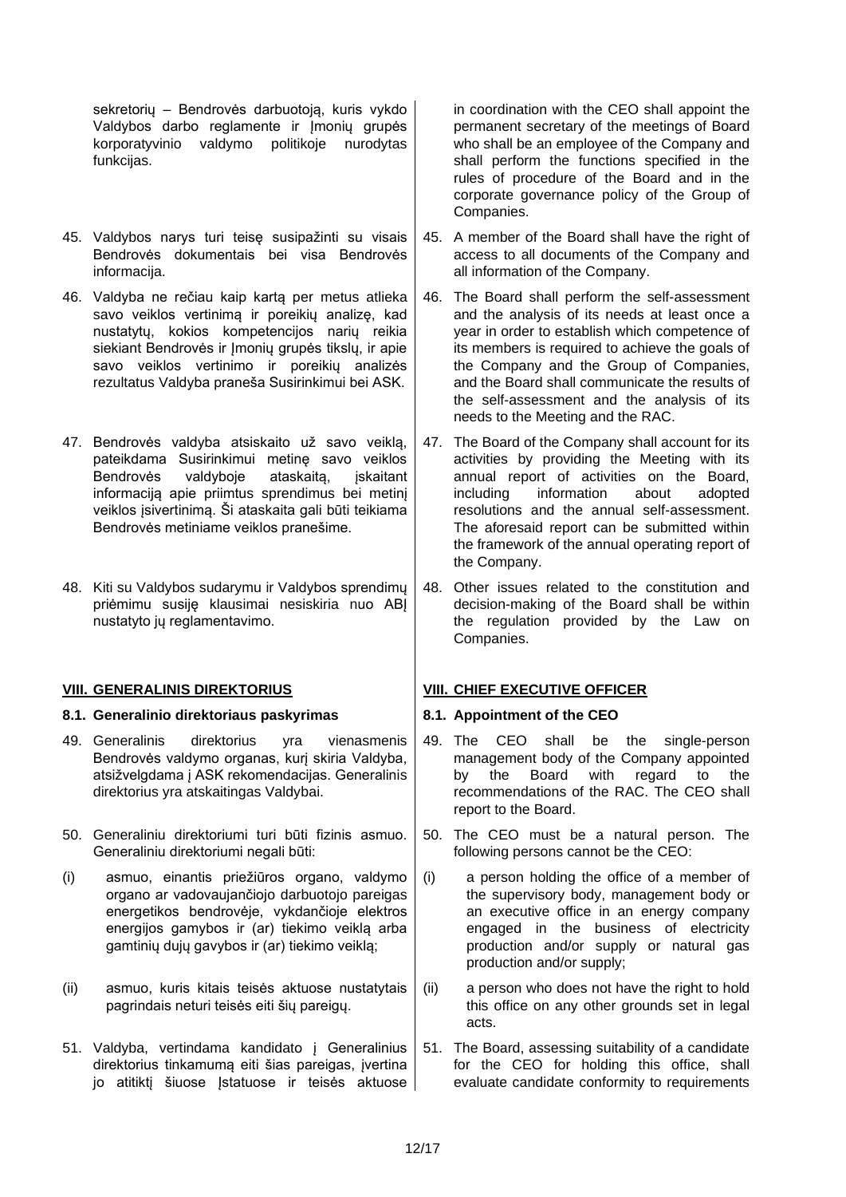sekretorių – Bendrovės darbuotoją, kuris vykdo Valdybos darbo reglamente ir Įmonių grupės korporatyvinio valdymo politikoje nurodytas funkcijas.

45. Valdybos narys turi teisę susipažinti su visais Bendrovės dokumentais bei visa Bendrovės informacija.

46. Valdyba ne rečiau kaip kartą per metus atlieka savo veiklos vertinimą ir poreikių analizę, kad nustatytų, kokios kompetencijos narių reikia siekiant Bendrovės ir Įmonių grupės tikslų, ir apie savo veiklos vertinimo ir poreikių analizės rezultatus Valdyba praneša Susirinkimui bei ASK.

47. Bendrovės valdyba atsiskaito už savo veiklą, pateikdama Susirinkimui metinę savo veiklos Bendrovės valdyboje ataskaitą, įskaitant informaciją apie priimtus sprendimus bei metinį veiklos įsivertinimą. Ši ataskaita gali būti teikiama Bendrovės metiniame veiklos pranešime.

48. Kiti su Valdybos sudarymu ir Valdybos sprendimų priėmimu susiję klausimai nesiskiria nuo ABĮ nustatyto jų reglamentavimo.

## VIII. GENERALINIS DIREKTORIUS

### 8.1. Generalinio direktoriaus paskyrimas

49. Generalinis direktorius yra vienasmenis Bendrovės valdymo organas, kurį skiria Valdyba, atsižvelgdama į ASK rekomendacijas. Generalinis direktorius yra atskaitingas Valdybai.

50. Generaliniu direktoriumi turi būti fizinis asmuo. Generaliniu direktoriumi negali būti:

(i) asmuo, einantis priežiūros organo, valdymo organo ar vadovaujančiojo darbuotojo pareigas energetikos bendrovėje, vykdančioje elektros energijos gamybos ir (ar) tiekimo veiklą arba gamtinių dujų gavybos ir (ar) tiekimo veiklą;

(ii) asmuo, kuris kitais teisės aktuose nustatytais pagrindais neturi teisės eiti šių pareigų.

51. Valdyba, vertindama kandidato į Generalinius direktorius tinkamumą eiti šias pareigas, įvertina jo atitiktį šiuose Įstatuose ir teisės aktuose

---

in coordination with the CEO shall appoint the permanent secretary of the meetings of Board who shall be an employee of the Company and shall perform the functions specified in the rules of procedure of the Board and in the corporate governance policy of the Group of Companies.

45. A member of the Board shall have the right of access to all documents of the Company and all information of the Company.

46. The Board shall perform the self-assessment and the analysis of its needs at least once a year in order to establish which competence of its members is required to achieve the goals of the Company and the Group of Companies, and the Board shall communicate the results of the self-assessment and the analysis of its needs to the Meeting and the RAC.

47. The Board of the Company shall account for its activities by providing the Meeting with its annual report of activities on the Board, including information about adopted resolutions and the annual self-assessment. The aforesaid report can be submitted within the framework of the annual operating report of the Company.

48. Other issues related to the constitution and decision-making of the Board shall be within the regulation provided by the Law on Companies.

## VIII. CHIEF EXECUTIVE OFFICER

### 8.1. Appointment of the CEO

49. The CEO shall be the single-person management body of the Company appointed by the Board with regard to the recommendations of the RAC. The CEO shall report to the Board.

50. The CEO must be a natural person. The following persons cannot be the CEO:

(i) a person holding the office of a member of the supervisory body, management body or an executive office in an energy company engaged in the business of electricity production and/or supply or natural gas production and/or supply;

(ii) a person who does not have the right to hold this office on any other grounds set in legal acts.

51. The Board, assessing suitability of a candidate for the CEO for holding this office, shall evaluate candidate conformity to requirements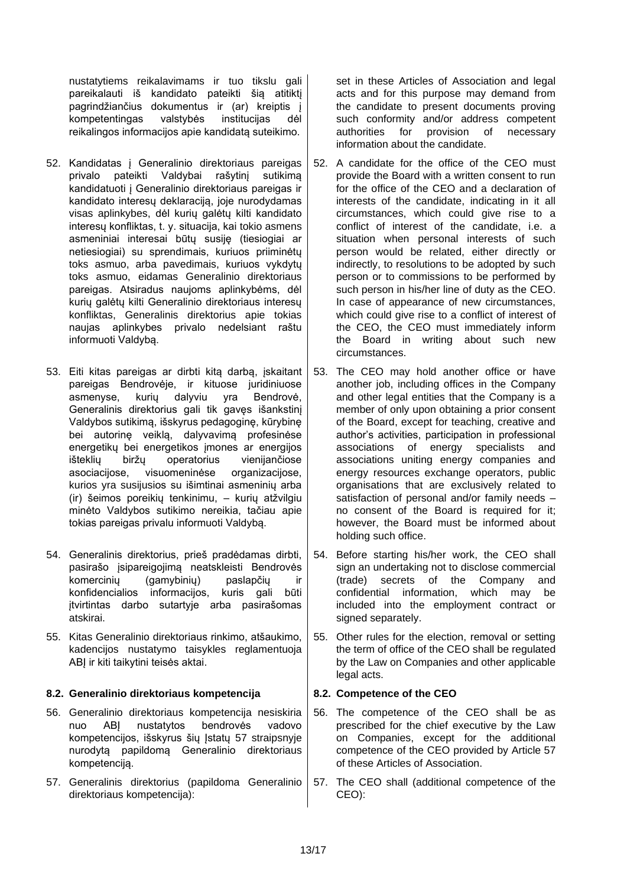nustatytiems reikalavimams ir tuo tikslu gali pareikalauti iš kandidato pateikti šią atitiktį pagrindžiančius dokumentus ir (ar) kreiptis į kompetentingas valstybės institucijas dėl reikalingos informacijos apie kandidatą suteikimo.

52. Kandidatas į Generalinio direktoriaus pareigas privalo pateikti Valdybai rašytinį sutikimą kandidatuoti į Generalinio direktoriaus pareigas ir kandidato interesų deklaraciją, joje nurodydamas visas aplinkybes, dėl kurių galėtų kilti kandidato interesų konfliktas, t. y. situacija, kai tokio asmens asmeniniai interesai būtų susiję (tiesiogiai ar netiesiogiai) su sprendimais, kuriuos priiminėtų toks asmuo, arba pavedimais, kuriuos vykdytų toks asmuo, eidamas Generalinio direktoriaus pareigas. Atsiradus naujoms aplinkybėms, dėl kurių galėtų kilti Generalinio direktoriaus interesų konfliktas, Generalinis direktorius apie tokias naujas aplinkybes privalo nedelsiant raštu informuoti Valdybą.

53. Eiti kitas pareigas ar dirbti kitą darbą, įskaitant pareigas Bendrovėje, ir kituose juridiniuose asmenyse, kurių dalyviu yra Bendrovė, Generalinis direktorius gali tik gavęs išankstinį Valdybos sutikimą, išskyrus pedagoginę, kūrybinę bei autorinę veiklą, dalyvavimą profesinėse energetikų bei energetikos įmones ar energijos išteklių biržų operatorius vienijančiose asociacijose, visuomeninėse organizacijose, kurios yra susijusios su išimtinai asmeninių arba (ir) šeimos poreikių tenkinimu, – kurių atžvilgiu minėto Valdybos sutikimo nereikia, tačiau apie tokias pareigas privalu informuoti Valdybą.

54. Generalinis direktorius, prieš pradėdamas dirbti, pasirašo įsipareigojimą neatskleisti Bendrovės komercinių (gamybinių) paslapčių ir konfidencialios informacijos, kuris gali būti įtvirtintas darbo sutartyje arba pasirašomas atskirai.

55. Kitas Generalinio direktoriaus rinkimo, atšaukimo, kadencijos nustatymo taisykles reglamentuoja ABĮ ir kiti taikytini teisės aktai.

**8.2. Generalinio direktoriaus kompetencija**

56. Generalinio direktoriaus kompetencija nesiskiria nuo ABĮ nustatytos bendrovės vadovo kompetencijos, išskyrus šių Įstatų 57 straipsnyje nurodytą papildomą Generalinio direktoriaus kompetenciją.

57. Generalinis direktorius (papildoma Generalinio direktoriaus kompetencija):

set in these Articles of Association and legal acts and for this purpose may demand from the candidate to present documents proving such conformity and/or address competent authorities for provision of necessary information about the candidate.

52. A candidate for the office of the CEO must provide the Board with a written consent to run for the office of the CEO and a declaration of interests of the candidate, indicating in it all circumstances, which could give rise to a conflict of interest of the candidate, i.e. a situation when personal interests of such person would be related, either directly or indirectly, to resolutions to be adopted by such person or to commissions to be performed by such person in his/her line of duty as the CEO. In case of appearance of new circumstances, which could give rise to a conflict of interest of the CEO, the CEO must immediately inform the Board in writing about such new circumstances.

53. The CEO may hold another office or have another job, including offices in the Company and other legal entities that the Company is a member of only upon obtaining a prior consent of the Board, except for teaching, creative and author's activities, participation in professional associations of energy specialists and associations uniting energy companies and energy resources exchange operators, public organisations that are exclusively related to satisfaction of personal and/or family needs – no consent of the Board is required for it; however, the Board must be informed about holding such office.

54. Before starting his/her work, the CEO shall sign an undertaking not to disclose commercial (trade) secrets of the Company and confidential information, which may be included into the employment contract or signed separately.

55. Other rules for the election, removal or setting the term of office of the CEO shall be regulated by the Law on Companies and other applicable legal acts.

**8.2. Competence of the CEO**

56. The competence of the CEO shall be as prescribed for the chief executive by the Law on Companies, except for the additional competence of the CEO provided by Article 57 of these Articles of Association.

57. The CEO shall (additional competence of the CEO):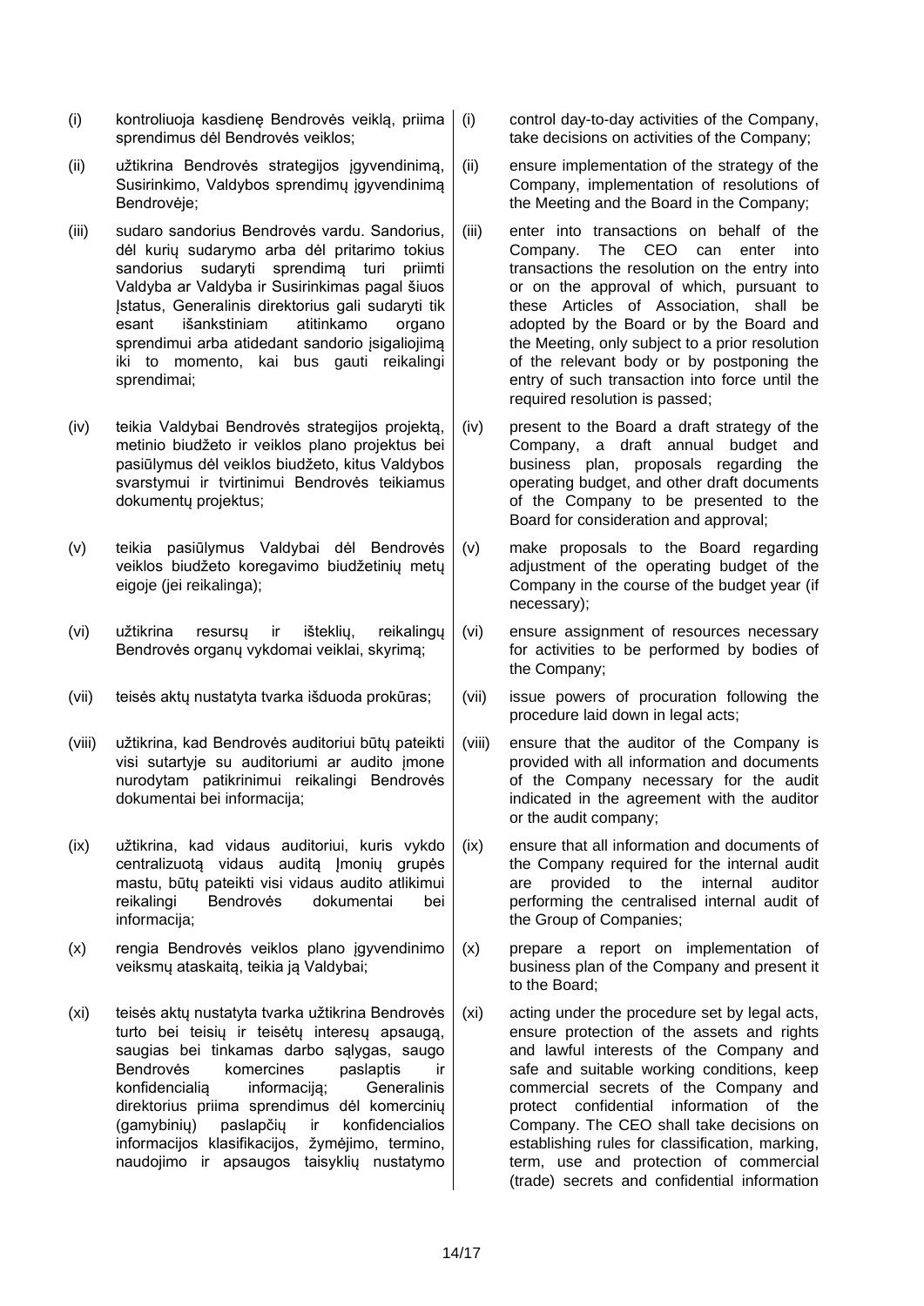| | | | |
|---|---|---|---|
| (i) | kontroliuoja kasdienę Bendrovės veiklą, priima sprendimus dėl Bendrovės veiklos; | (i) | control day-to-day activities of the Company, take decisions on activities of the Company; |
| (ii) | užtikrina Bendrovės strategijos įgyvendinimą, Susirinkimo, Valdybos sprendimų įgyvendinimą Bendrovėje; | (ii) | ensure implementation of the strategy of the Company, implementation of resolutions of the Meeting and the Board in the Company; |
| (iii) | sudaro sandorius Bendrovės vardu. Sandorius, dėl kurių sudarymo arba dėl pritarimo tokius sandorius sudaryti sprendimą turi priimti Valdyba ar Valdyba ir Susirinkimas pagal šiuos Įstatus, Generalinis direktorius gali sudaryti tik esant išankstiniam atitinkamo organo sprendimui arba atidedant sandorio įsigaliojimą iki to momento, kai bus gauti reikalingi sprendimai; | (iii) | enter into transactions on behalf of the Company. The CEO can enter into transactions the resolution on the entry into or on the approval of which, pursuant to these Articles of Association, shall be adopted by the Board or by the Board and the Meeting, only subject to a prior resolution of the relevant body or by postponing the entry of such transaction into force until the required resolution is passed; |
| (iv) | teikia Valdybai Bendrovės strategijos projektą, metinio biudžeto ir veiklos plano projektus bei pasiūlymus dėl veiklos biudžeto, kitus Valdybos svarstymui ir tvirtinimui Bendrovės teikiamus dokumentų projektus; | (iv) | present to the Board a draft strategy of the Company, a draft annual budget and business plan, proposals regarding the operating budget, and other draft documents of the Company to be presented to the Board for consideration and approval; |
| (v) | teikia pasiūlymus Valdybai dėl Bendrovės veiklos biudžeto koregavimo biudžetinių metų eigoje (jei reikalinga); | (v) | make proposals to the Board regarding adjustment of the operating budget of the Company in the course of the budget year (if necessary); |
| (vi) | užtikrina resursų ir išteklių, reikalingų Bendrovės organų vykdomai veiklai, skyrimą; | (vi) | ensure assignment of resources necessary for activities to be performed by bodies of the Company; |
| (vii) | teisės aktų nustatyta tvarka išduoda prokūras; | (vii) | issue powers of procuration following the procedure laid down in legal acts; |
| (viii) | užtikrina, kad Bendrovės auditoriui būtų pateikti visi sutartyje su auditoriumi ar audito įmone nurodytam patikrinimui reikalingi Bendrovės dokumentai bei informacija; | (viii) | ensure that the auditor of the Company is provided with all information and documents of the Company necessary for the audit indicated in the agreement with the auditor or the audit company; |
| (ix) | užtikrina, kad vidaus auditoriui, kuris vykdo centralizuotą vidaus auditą Įmonių grupės mastu, būtų pateikti visi vidaus audito atlikimui reikalingi Bendrovės dokumentai bei informacija; | (ix) | ensure that all information and documents of the Company required for the internal audit are provided to the internal auditor performing the centralised internal audit of the Group of Companies; |
| (x) | rengia Bendrovės veiklos plano įgyvendinimo veiksmų ataskaitą, teikia ją Valdybai; | (x) | prepare a report on implementation of business plan of the Company and present it to the Board; |
| (xi) | teisės aktų nustatyta tvarka užtikrina Bendrovės turto bei teisių ir teisėtų interesų apsaugą, saugias bei tinkamas darbo sąlygas, saugo Bendrovės komercines paslaptis ir konfidencialią informaciją; Generalinis direktorius priima sprendimus dėl komercinių (gamybinių) paslapčių ir konfidencialios informacijos klasifikacijos, žymėjimo, termino, naudojimo ir apsaugos taisyklių nustatymo | (xi) | acting under the procedure set by legal acts, ensure protection of the assets and rights and lawful interests of the Company and safe and suitable working conditions, keep commercial secrets of the Company and protect confidential information of the Company. The CEO shall take decisions on establishing rules for classification, marking, term, use and protection of commercial (trade) secrets and confidential information |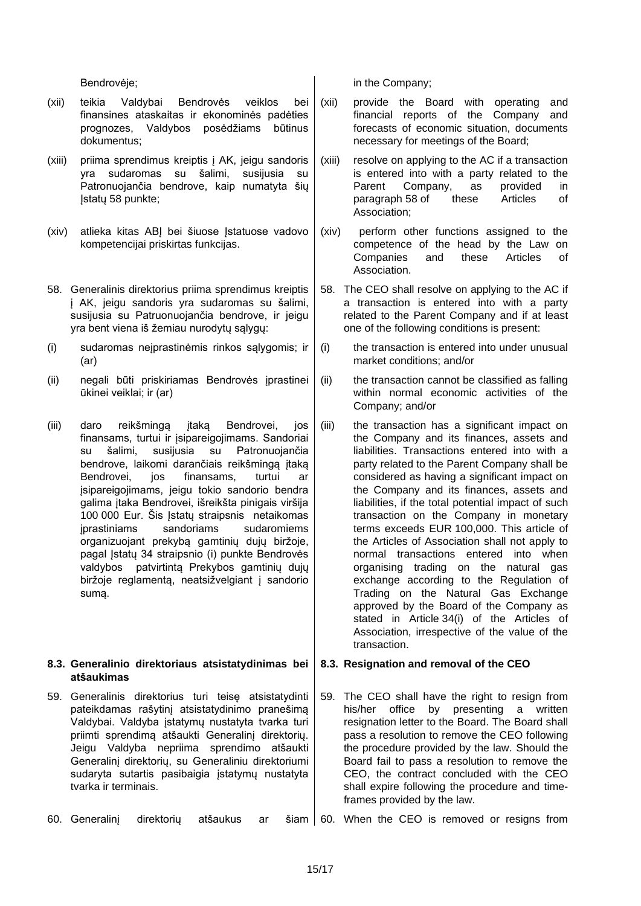Bendrovėje;

in the Company;

(xii) teikia Valdybai Bendrovės veiklos bei finansines ataskaitas ir ekonominės padėties prognozes, Valdybos posėdžiams būtinus dokumentus;

(xii) provide the Board with operating and financial reports of the Company and forecasts of economic situation, documents necessary for meetings of the Board;

(xiii) priima sprendimus kreiptis į AK, jeigu sandoris yra sudaromas su šalimi, susijusia su Patronuojančia bendrove, kaip numatyta šių Įstatų 58 punkte;

(xiii) resolve on applying to the AC if a transaction is entered into with a party related to the Parent Company, as provided in paragraph 58 of these Articles of Association;

(xiv) atlieka kitas ABĮ bei šiuose Įstatuose vadovo kompetencijai priskirtas funkcijas.

(xiv) perform other functions assigned to the competence of the head by the Law on Companies and these Articles of Association.

58. Generalinis direktorius priima sprendimus kreiptis į AK, jeigu sandoris yra sudaromas su šalimi, susijusia su Patruonuojančia bendrove, ir jeigu yra bent viena iš žemiau nurodytų sąlygų:

58. The CEO shall resolve on applying to the AC if a transaction is entered into with a party related to the Parent Company and if at least one of the following conditions is present:

(i) sudaromas neįprastinėmis rinkos sąlygomis; ir (ar)

(i) the transaction is entered into under unusual market conditions; and/or

(ii) negali būti priskiriamas Bendrovės įprastinei ūkinei veiklai; ir (ar)

(ii) the transaction cannot be classified as falling within normal economic activities of the Company; and/or

(iii) daro reikšmingą įtaką Bendrovei, jos finansams, turtui ir įsipareigojimams. Sandoriai su šalimi, susijusia su Patronuojančia bendrove, laikomi darančiais reikšmingą įtaką Bendrovei, jos finansams, turtui ar įsipareigojimams, jeigu tokio sandorio bendra galima įtaka Bendrovei, išreikšta pinigais viršija 100 000 Eur. Šis Įstatų straipsnis netaikomas įprastiniams sandoriams sudaromiems organizuojant prekybą gamtinių dujų biržoje, pagal Įstatų 34 straipsnio (i) punkte Bendrovės valdybos patvirtintą Prekybos gamtinių dujų biržoje reglamentą, neatsižvelgiant į sandorio sumą.

(iii) the transaction has a significant impact on the Company and its finances, assets and liabilities. Transactions entered into with a party related to the Parent Company shall be considered as having a significant impact on the Company and its finances, assets and liabilities, if the total potential impact of such transaction on the Company in monetary terms exceeds EUR 100,000. This article of the Articles of Association shall not apply to normal transactions entered into when organising trading on the natural gas exchange according to the Regulation of Trading on the Natural Gas Exchange approved by the Board of the Company as stated in Article 34(i) of the Articles of Association, irrespective of the value of the transaction.

### 8.3. Generalinio direktoriaus atsistatydinimas bei atšaukimas

### 8.3. Resignation and removal of the CEO

59. Generalinis direktorius turi teisę atsistatydinti pateikdamas rašytinį atsistatydinimo pranešimą Valdybai. Valdyba įstatymų nustatyta tvarka turi priimti sprendimą atšaukti Generalinį direktorių. Jeigu Valdyba nepriima sprendimo atšaukti Generalinį direktorių, su Generaliniu direktoriumi sudaryta sutartis pasibaigia įstatymų nustatyta tvarka ir terminais.

59. The CEO shall have the right to resign from his/her office by presenting a written resignation letter to the Board. The Board shall pass a resolution to remove the CEO following the procedure provided by the law. Should the Board fail to pass a resolution to remove the CEO, the contract concluded with the CEO shall expire following the procedure and time-frames provided by the law.

60. Generalinį direktorių atšaukus ar šiam

60. When the CEO is removed or resigns from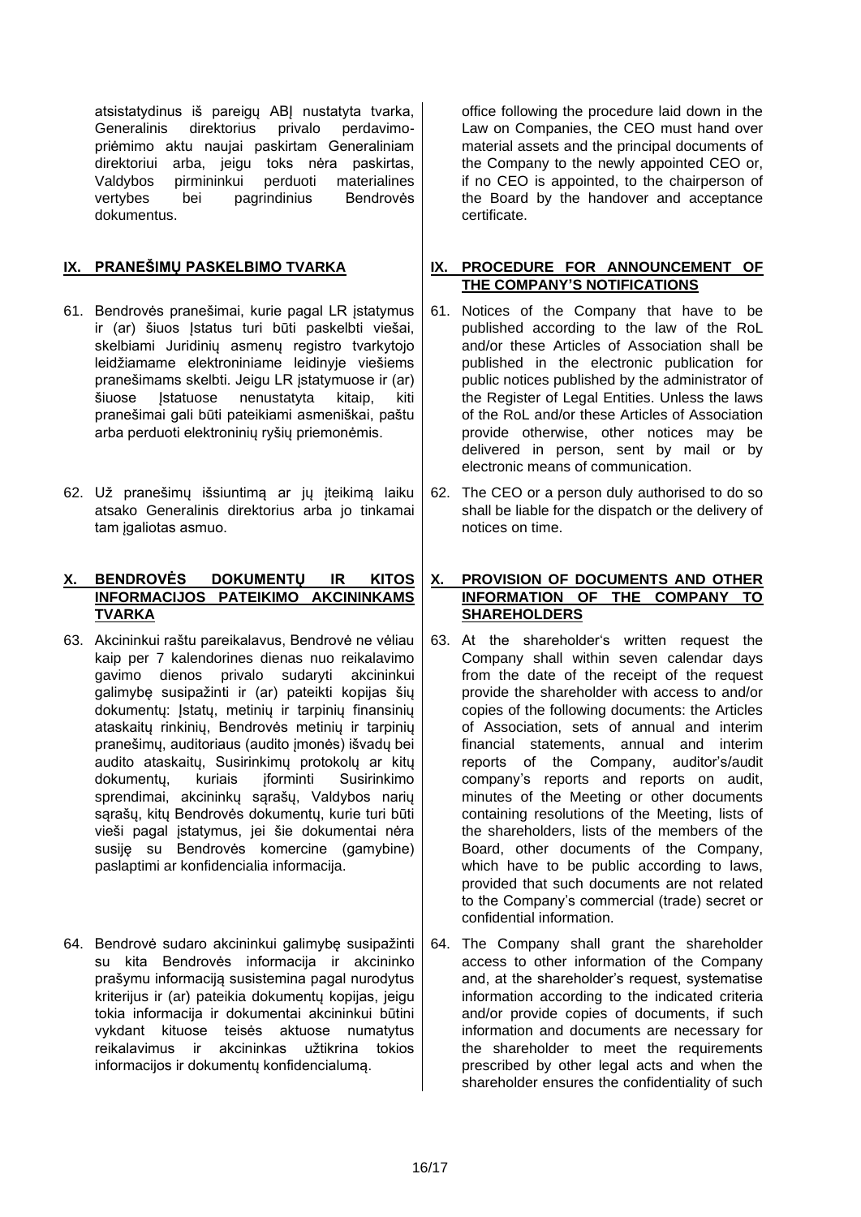atsistatydinus iš pareigų ABĮ nustatyta tvarka, Generalinis direktorius privalo perdavimo-priėmimo aktu naujai paskirtam Generaliniam direktoriui arba, jeigu toks nėra paskirtas, Valdybos pirmininkui perduoti materialines vertybes bei pagrindinius Bendrovės dokumentus.

office following the procedure laid down in the Law on Companies, the CEO must hand over material assets and the principal documents of the Company to the newly appointed CEO or, if no CEO is appointed, to the chairperson of the Board by the handover and acceptance certificate.

## IX. PRANEŠIMŲ PASKELBIMO TVARKA

## IX. PROCEDURE FOR ANNOUNCEMENT OF THE COMPANY'S NOTIFICATIONS

61. Bendrovės pranešimai, kurie pagal LR įstatymus ir (ar) šiuos Įstatus turi būti paskelbti viešai, skelbiami Juridinių asmenų registro tvarkytojo leidžiamame elektroniniame leidinyje viešiems pranešimams skelbti. Jeigu LR įstatymuose ir (ar) šiuose Įstatuose nenustatyta kitaip, kiti pranešimai gali būti pateikiami asmeniškai, paštu arba perduoti elektroninių ryšių priemonėmis.

61. Notices of the Company that have to be published according to the law of the RoL and/or these Articles of Association shall be published in the electronic publication for public notices published by the administrator of the Register of Legal Entities. Unless the laws of the RoL and/or these Articles of Association provide otherwise, other notices may be delivered in person, sent by mail or by electronic means of communication.

62. Už pranešimų išsiuntimą ar jų įteikimą laiku atsako Generalinis direktorius arba jo tinkamai tam įgaliotas asmuo.

62. The CEO or a person duly authorised to do so shall be liable for the dispatch or the delivery of notices on time.

## X. BENDROVĖS DOKUMENTŲ IR KITOS INFORMACIJOS PATEIKIMO AKCININKAMS TVARKA

## X. PROVISION OF DOCUMENTS AND OTHER INFORMATION OF THE COMPANY TO SHAREHOLDERS

63. Akcininkui raštu pareikalavus, Bendrovė ne vėliau kaip per 7 kalendorines dienas nuo reikalavimo gavimo dienos privalo sudaryti akcininkui galimybę susipažinti ir (ar) pateikti kopijas šių dokumentų: Įstatų, metinių ir tarpinių finansinių ataskaitų rinkinių, Bendrovės metinių ir tarpinių pranešimų, auditoriaus (audito įmonės) išvadų bei audito ataskaitų, Susirinkimų protokolų ar kitų dokumentų, kuriais įforminti Susirinkimo sprendimai, akcininkų sąrašų, Valdybos narių sąrašų, kitų Bendrovės dokumentų, kurie turi būti vieši pagal įstatymus, jei šie dokumentai nėra susiję su Bendrovės komercine (gamybine) paslaptimi ar konfidencialia informacija.

63. At the shareholder's written request the Company shall within seven calendar days from the date of the receipt of the request provide the shareholder with access to and/or copies of the following documents: the Articles of Association, sets of annual and interim financial statements, annual and interim reports of the Company, auditor's/audit company's reports and reports on audit, minutes of the Meeting or other documents containing resolutions of the Meeting, lists of the shareholders, lists of the members of the Board, other documents of the Company, which have to be public according to laws, provided that such documents are not related to the Company's commercial (trade) secret or confidential information.

64. Bendrovė sudaro akcininkui galimybę susipažinti su kita Bendrovės informacija ir akcininko prašymu informaciją susistemina pagal nurodytus kriterijus ir (ar) pateikia dokumentų kopijas, jeigu tokia informacija ir dokumentai akcininkui būtini vykdant kituose teisės aktuose numatytus reikalavimus ir akcininkas užtikrina tokios informacijos ir dokumentų konfidencialumą.

64. The Company shall grant the shareholder access to other information of the Company and, at the shareholder's request, systematise information according to the indicated criteria and/or provide copies of documents, if such information and documents are necessary for the shareholder to meet the requirements prescribed by other legal acts and when the shareholder ensures the confidentiality of such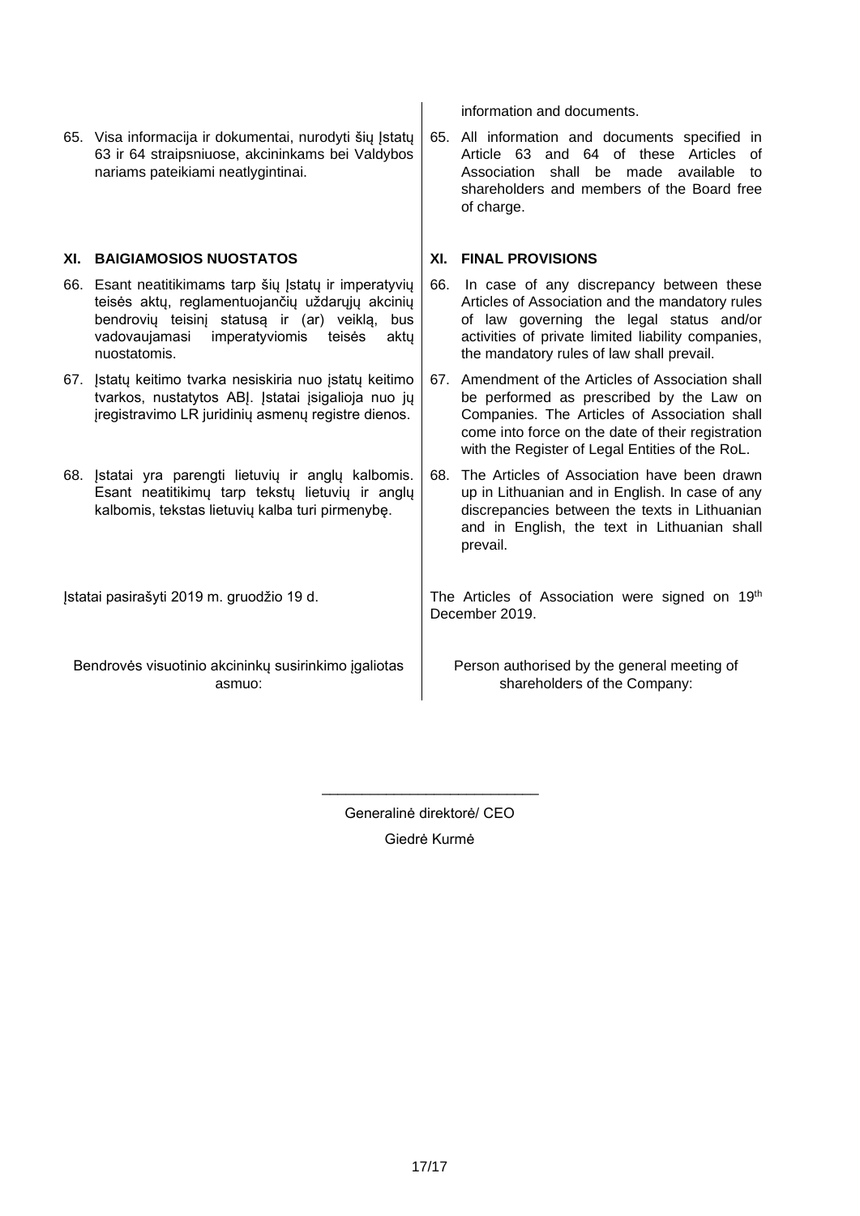information and documents.

65. Visa informacija ir dokumentai, nurodyti šių Įstatų 63 ir 64 straipsniuose, akcininkams bei Valdybos nariams pateikiami neatlygintinai.

65. All information and documents specified in Article 63 and 64 of these Articles of Association shall be made available to shareholders and members of the Board free of charge.

## XI. BAIGIAMOSIOS NUOSTATOS

66. Esant neatitikimams tarp šių Įstatų ir imperatyvių teisės aktų, reglamentuojančių uždarųjų akcinių bendrovių teisinį statusą ir (ar) veiklą, bus vadovaujamasi imperatyviomis teisės aktų nuostatomis.

67. Įstatų keitimo tvarka nesiskiria nuo įstatų keitimo tvarkos, nustatytos ABĮ. Įstatai įsigalioja nuo jų įregistravimo LR juridinių asmenų registre dienos.

68. Įstatai yra parengti lietuvių ir anglų kalbomis. Esant neatitikimų tarp tekstų lietuvių ir anglų kalbomis, tekstas lietuvių kalba turi pirmenybę.

Įstatai pasirašyti 2019 m. gruodžio 19 d.

Bendrovės visuotinio akcininkų susirinkimo įgaliotas asmuo:

## XI. FINAL PROVISIONS

66. In case of any discrepancy between these Articles of Association and the mandatory rules of law governing the legal status and/or activities of private limited liability companies, the mandatory rules of law shall prevail.

67. Amendment of the Articles of Association shall be performed as prescribed by the Law on Companies. The Articles of Association shall come into force on the date of their registration with the Register of Legal Entities of the RoL.

68. The Articles of Association have been drawn up in Lithuanian and in English. In case of any discrepancies between the texts in Lithuanian and in English, the text in Lithuanian shall prevail.

The Articles of Association were signed on 19th December 2019.

Person authorised by the general meeting of shareholders of the Company:

\_\_\_\_\_\_\_\_\_\_\_\_\_\_\_\_\_\_\_\_\_\_\_\_\_\_\_

Generalinė direktorė/ CEO

Giedrė Kurmė